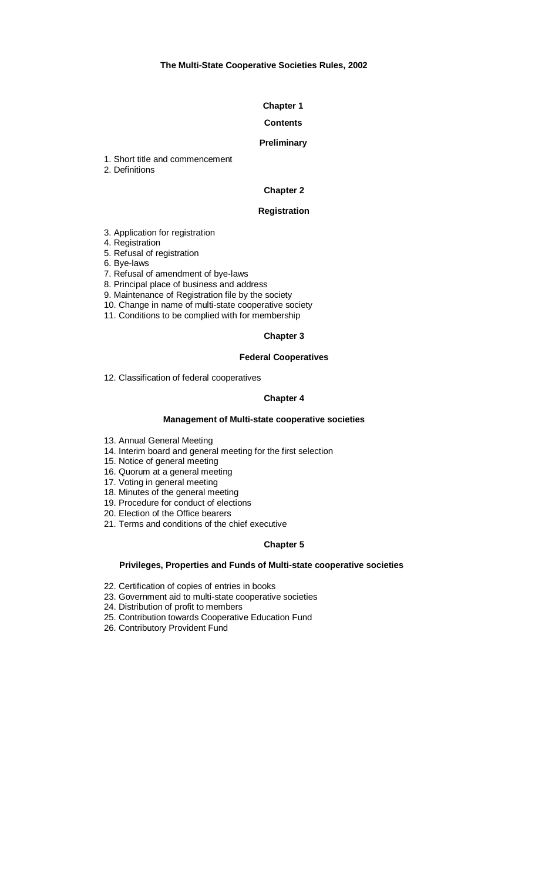# The Multi-State Cooperative Societies Rules, 2002

## Chapter 1

### Contents

### Preliminary

1. Short title and commencement
2. Definitions

## Chapter 2

### Registration

3. Application for registration
4. Registration
5. Refusal of registration
6. Bye-laws
7. Refusal of amendment of bye-laws
8. Principal place of business and address
9. Maintenance of Registration file by the society
10. Change in name of multi-state cooperative society
11. Conditions to be complied with for membership

## Chapter 3

### Federal Cooperatives

12. Classification of federal cooperatives

## Chapter 4

### Management of Multi-state cooperative societies

13. Annual General Meeting
14. Interim board and general meeting for the first selection
15. Notice of general meeting
16. Quorum at a general meeting
17. Voting in general meeting
18. Minutes of the general meeting
19. Procedure for conduct of elections
20. Election of the Office bearers
21. Terms and conditions of the chief executive

## Chapter 5

### Privileges, Properties and Funds of Multi-state cooperative societies

22. Certification of copies of entries in books
23. Government aid to multi-state cooperative societies
24. Distribution of profit to members
25. Contribution towards Cooperative Education Fund
26. Contributory Provident Fund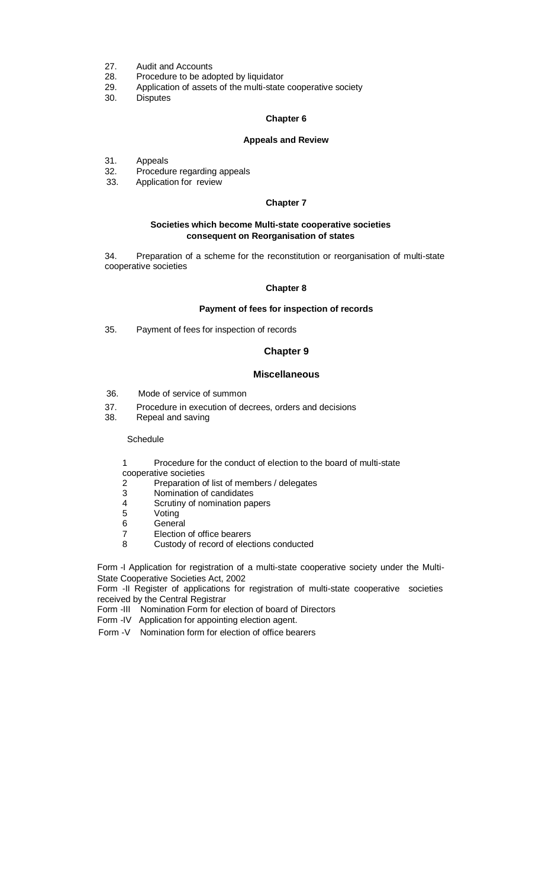27. Audit and Accounts
28. Procedure to be adopted by liquidator
29. Application of assets of the multi-state cooperative society
30. Disputes

**Chapter 6**

**Appeals and Review**

31. Appeals
32. Procedure regarding appeals
33. Application for review

**Chapter 7**

**Societies which become Multi-state cooperative societies consequent on Reorganisation of states**

34. Preparation of a scheme for the reconstitution or reorganisation of multi-state cooperative societies

**Chapter 8**

**Payment of fees for inspection of records**

35. Payment of fees for inspection of records

**Chapter 9**

**Miscellaneous**

36. Mode of service of summon
37. Procedure in execution of decrees, orders and decisions
38. Repeal and saving

Schedule

1 Procedure for the conduct of election to the board of multi-state cooperative societies
2 Preparation of list of members / delegates
3 Nomination of candidates
4 Scrutiny of nomination papers
5 Voting
6 General
7 Election of office bearers
8 Custody of record of elections conducted

Form -I Application for registration of a multi-state cooperative society under the Multi-State Cooperative Societies Act, 2002

Form -II Register of applications for registration of multi-state cooperative societies received by the Central Registrar

Form -III Nomination Form for election of board of Directors

Form -IV Application for appointing election agent.

Form -V Nomination form for election of office bearers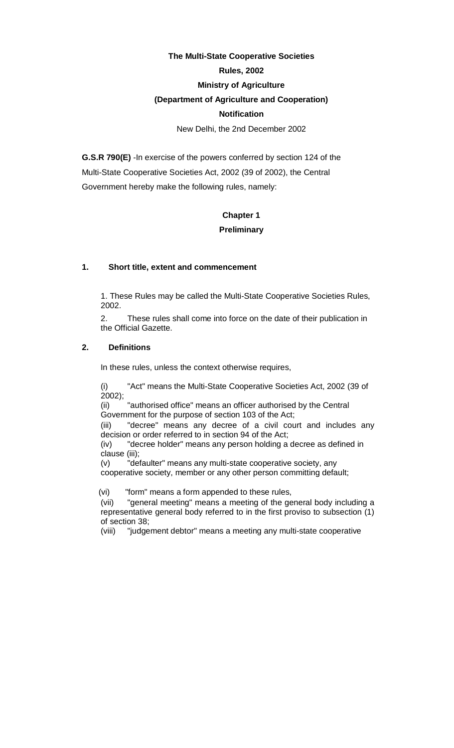**The Multi-State Cooperative Societies**

**Rules, 2002**

**Ministry of Agriculture**

**(Department of Agriculture and Cooperation)**

**Notification**

New Delhi, the 2nd December 2002

**G.S.R 790(E)** -In exercise of the powers conferred by section 124 of the Multi-State Cooperative Societies Act, 2002 (39 of 2002), the Central Government hereby make the following rules, namely:

# Chapter 1

# Preliminary

## 1. Short title, extent and commencement

1. These Rules may be called the Multi-State Cooperative Societies Rules, 2002.

2. These rules shall come into force on the date of their publication in the Official Gazette.

## 2. Definitions

In these rules, unless the context otherwise requires,

(i) "Act" means the Multi-State Cooperative Societies Act, 2002 (39 of 2002);

(ii) "authorised office" means an officer authorised by the Central Government for the purpose of section 103 of the Act;

(iii) "decree" means any decree of a civil court and includes any decision or order referred to in section 94 of the Act;

(iv) "decree holder" means any person holding a decree as defined in clause (iii);

(v) "defaulter" means any multi-state cooperative society, any cooperative society, member or any other person committing default;

(vi) "form" means a form appended to these rules,

(vii) "general meeting" means a meeting of the general body including a representative general body referred to in the first proviso to subsection (1) of section 38;

(viii) "judgement debtor" means a meeting any multi-state cooperative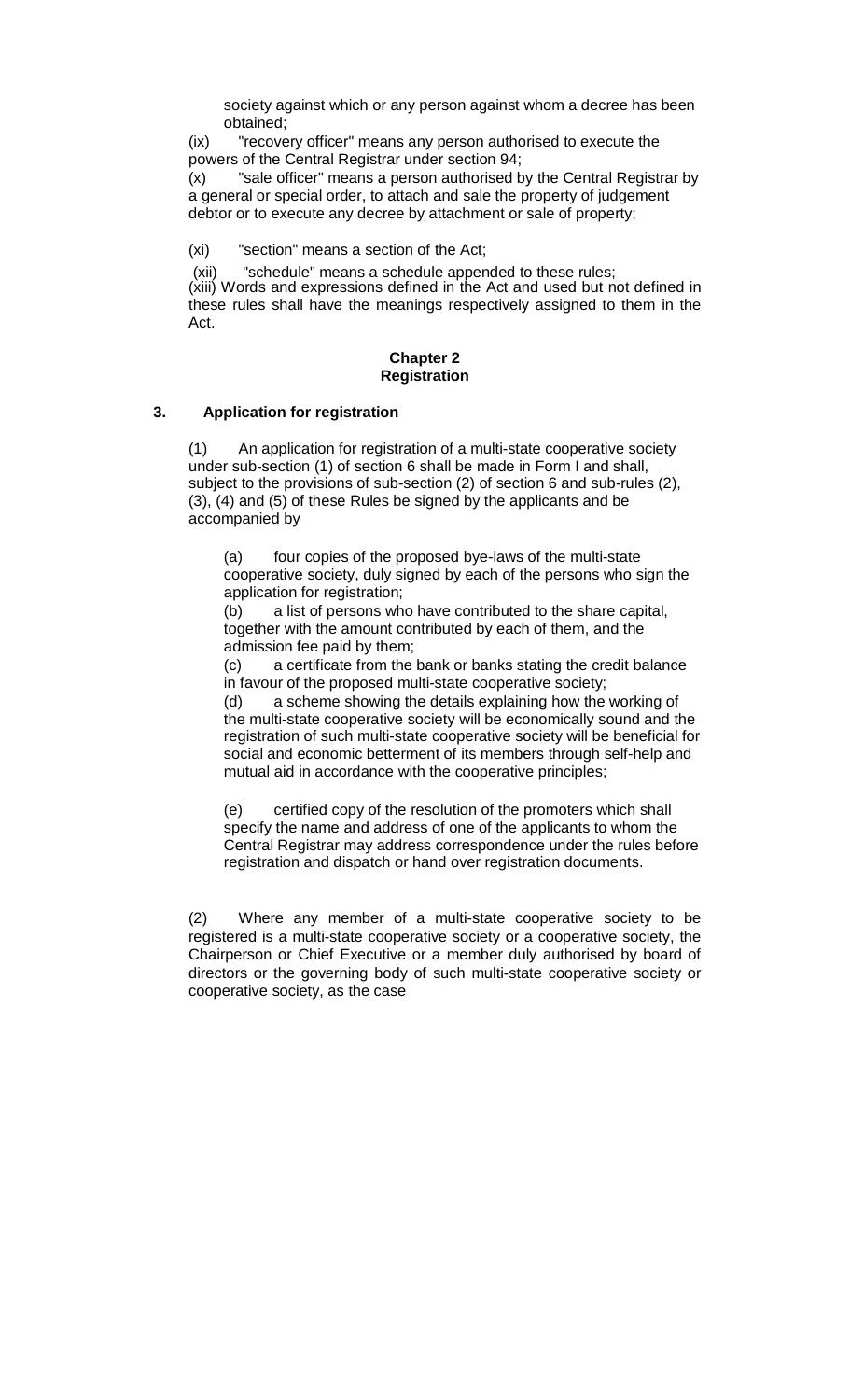society against which or any person against whom a decree has been obtained;

(ix) "recovery officer" means any person authorised to execute the powers of the Central Registrar under section 94;

(x) "sale officer" means a person authorised by the Central Registrar by a general or special order, to attach and sale the property of judgement debtor or to execute any decree by attachment or sale of property;

(xi) "section" means a section of the Act;

(xii) "schedule" means a schedule appended to these rules;

(xiii) Words and expressions defined in the Act and used but not defined in these rules shall have the meanings respectively assigned to them in the Act.

## Chapter 2
## Registration

### 3. Application for registration

(1) An application for registration of a multi-state cooperative society under sub-section (1) of section 6 shall be made in Form I and shall, subject to the provisions of sub-section (2) of section 6 and sub-rules (2), (3), (4) and (5) of these Rules be signed by the applicants and be accompanied by

(a) four copies of the proposed bye-laws of the multi-state cooperative society, duly signed by each of the persons who sign the application for registration;

(b) a list of persons who have contributed to the share capital, together with the amount contributed by each of them, and the admission fee paid by them;

(c) a certificate from the bank or banks stating the credit balance in favour of the proposed multi-state cooperative society;

(d) a scheme showing the details explaining how the working of the multi-state cooperative society will be economically sound and the registration of such multi-state cooperative society will be beneficial for social and economic betterment of its members through self-help and mutual aid in accordance with the cooperative principles;

(e) certified copy of the resolution of the promoters which shall specify the name and address of one of the applicants to whom the Central Registrar may address correspondence under the rules before registration and dispatch or hand over registration documents.

(2) Where any member of a multi-state cooperative society to be registered is a multi-state cooperative society or a cooperative society, the Chairperson or Chief Executive or a member duly authorised by board of directors or the governing body of such multi-state cooperative society or cooperative society, as the case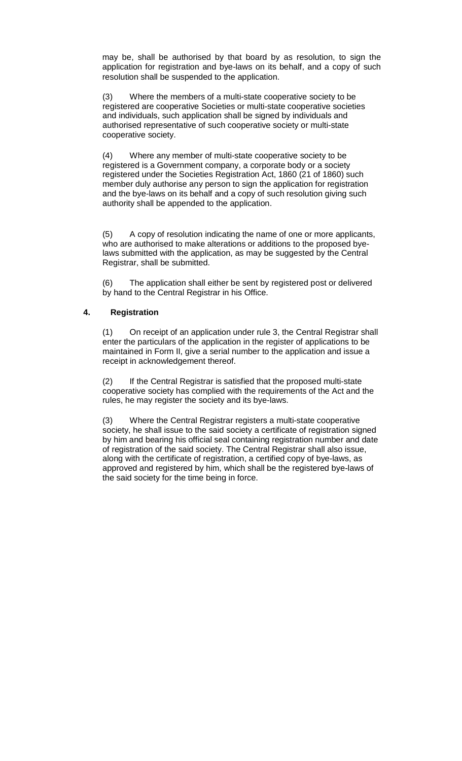may be, shall be authorised by that board by as resolution, to sign the application for registration and bye-laws on its behalf, and a copy of such resolution shall be suspended to the application.

(3) Where the members of a multi-state cooperative society to be registered are cooperative Societies or multi-state cooperative societies and individuals, such application shall be signed by individuals and authorised representative of such cooperative society or multi-state cooperative society.

(4) Where any member of multi-state cooperative society to be registered is a Government company, a corporate body or a society registered under the Societies Registration Act, 1860 (21 of 1860) such member duly authorise any person to sign the application for registration and the bye-laws on its behalf and a copy of such resolution giving such authority shall be appended to the application.

(5) A copy of resolution indicating the name of one or more applicants, who are authorised to make alterations or additions to the proposed bye-laws submitted with the application, as may be suggested by the Central Registrar, shall be submitted.

(6) The application shall either be sent by registered post or delivered by hand to the Central Registrar in his Office.

### 4. Registration

(1) On receipt of an application under rule 3, the Central Registrar shall enter the particulars of the application in the register of applications to be maintained in Form II, give a serial number to the application and issue a receipt in acknowledgement thereof.

(2) If the Central Registrar is satisfied that the proposed multi-state cooperative society has complied with the requirements of the Act and the rules, he may register the society and its bye-laws.

(3) Where the Central Registrar registers a multi-state cooperative society, he shall issue to the said society a certificate of registration signed by him and bearing his official seal containing registration number and date of registration of the said society. The Central Registrar shall also issue, along with the certificate of registration, a certified copy of bye-laws, as approved and registered by him, which shall be the registered bye-laws of the said society for the time being in force.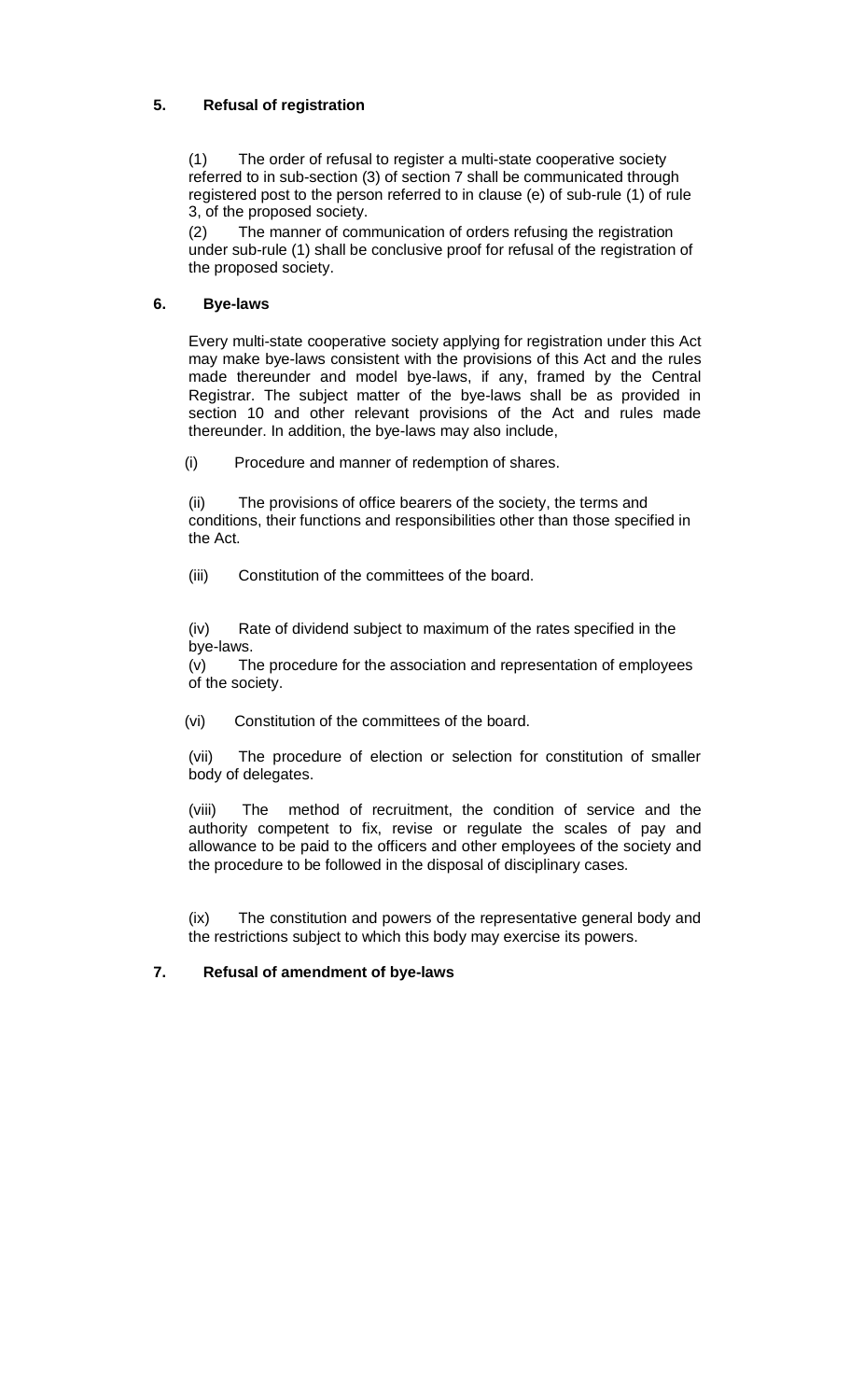## 5. Refusal of registration

(1) The order of refusal to register a multi-state cooperative society referred to in sub-section (3) of section 7 shall be communicated through registered post to the person referred to in clause (e) of sub-rule (1) of rule 3, of the proposed society.

(2) The manner of communication of orders refusing the registration under sub-rule (1) shall be conclusive proof for refusal of the registration of the proposed society.

## 6. Bye-laws

Every multi-state cooperative society applying for registration under this Act may make bye-laws consistent with the provisions of this Act and the rules made thereunder and model bye-laws, if any, framed by the Central Registrar. The subject matter of the bye-laws shall be as provided in section 10 and other relevant provisions of the Act and rules made thereunder. In addition, the bye-laws may also include,

(i) Procedure and manner of redemption of shares.

(ii) The provisions of office bearers of the society, the terms and conditions, their functions and responsibilities other than those specified in the Act.

(iii) Constitution of the committees of the board.

(iv) Rate of dividend subject to maximum of the rates specified in the bye-laws.

(v) The procedure for the association and representation of employees of the society.

(vi) Constitution of the committees of the board.

(vii) The procedure of election or selection for constitution of smaller body of delegates.

(viii) The method of recruitment, the condition of service and the authority competent to fix, revise or regulate the scales of pay and allowance to be paid to the officers and other employees of the society and the procedure to be followed in the disposal of disciplinary cases.

(ix) The constitution and powers of the representative general body and the restrictions subject to which this body may exercise its powers.

## 7. Refusal of amendment of bye-laws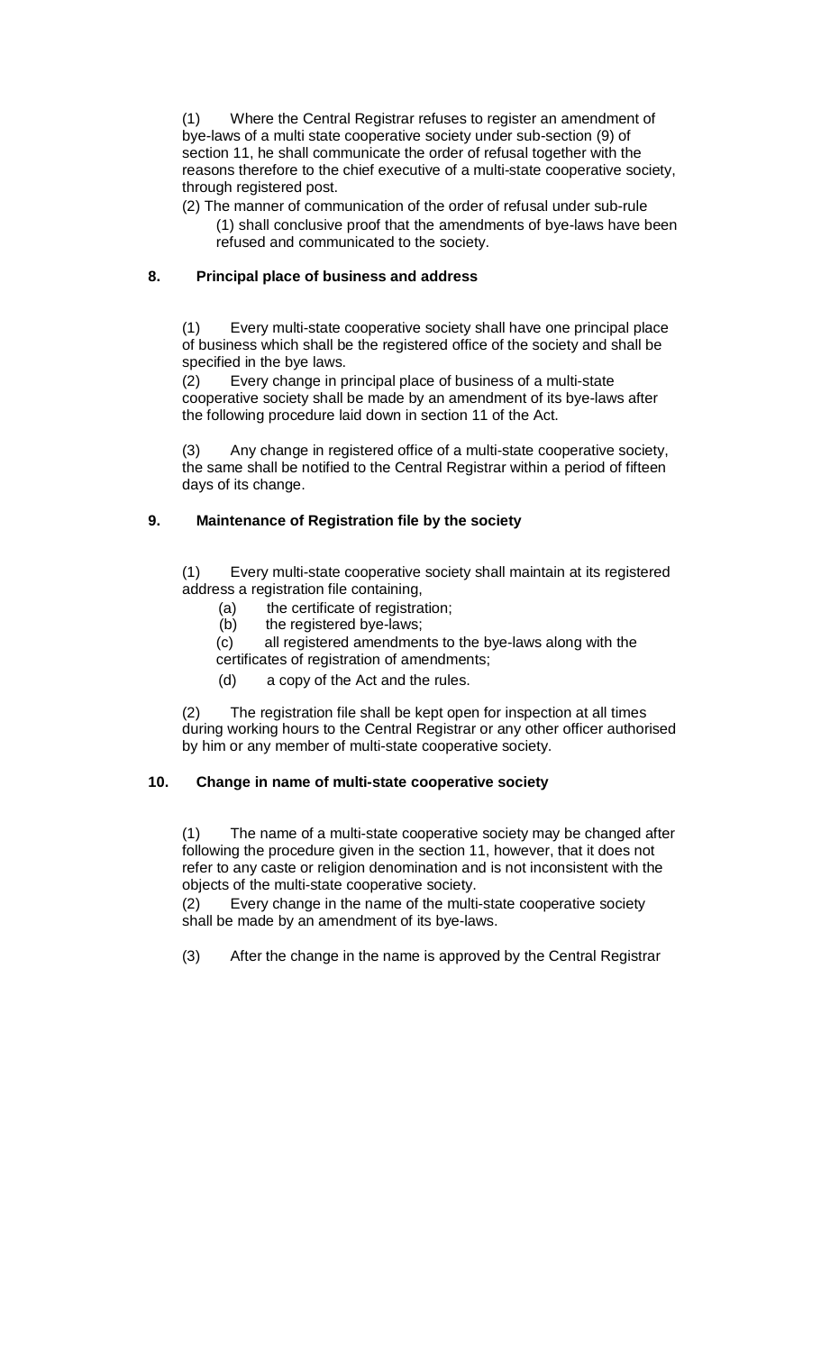(1) Where the Central Registrar refuses to register an amendment of bye-laws of a multi state cooperative society under sub-section (9) of section 11, he shall communicate the order of refusal together with the reasons therefore to the chief executive of a multi-state cooperative society, through registered post.

(2) The manner of communication of the order of refusal under sub-rule (1) shall conclusive proof that the amendments of bye-laws have been refused and communicated to the society.

## 8. Principal place of business and address

(1) Every multi-state cooperative society shall have one principal place of business which shall be the registered office of the society and shall be specified in the bye laws.

(2) Every change in principal place of business of a multi-state cooperative society shall be made by an amendment of its bye-laws after the following procedure laid down in section 11 of the Act.

(3) Any change in registered office of a multi-state cooperative society, the same shall be notified to the Central Registrar within a period of fifteen days of its change.

## 9. Maintenance of Registration file by the society

(1) Every multi-state cooperative society shall maintain at its registered address a registration file containing,

(a) the certificate of registration;

(b) the registered bye-laws;

(c) all registered amendments to the bye-laws along with the certificates of registration of amendments;

(d) a copy of the Act and the rules.

(2) The registration file shall be kept open for inspection at all times during working hours to the Central Registrar or any other officer authorised by him or any member of multi-state cooperative society.

## 10. Change in name of multi-state cooperative society

(1) The name of a multi-state cooperative society may be changed after following the procedure given in the section 11, however, that it does not refer to any caste or religion denomination and is not inconsistent with the objects of the multi-state cooperative society.

(2) Every change in the name of the multi-state cooperative society shall be made by an amendment of its bye-laws.

(3) After the change in the name is approved by the Central Registrar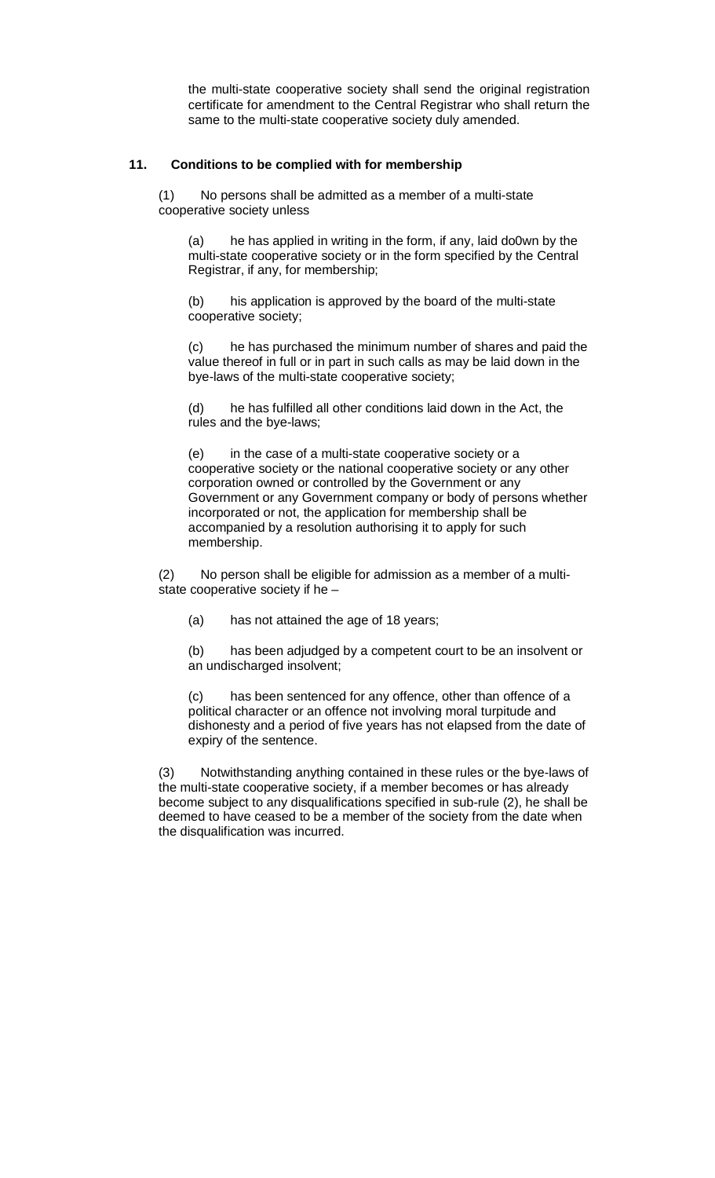the multi-state cooperative society shall send the original registration certificate for amendment to the Central Registrar who shall return the same to the multi-state cooperative society duly amended.

**11. Conditions to be complied with for membership**

(1) No persons shall be admitted as a member of a multi-state cooperative society unless

(a) he has applied in writing in the form, if any, laid do0wn by the multi-state cooperative society or in the form specified by the Central Registrar, if any, for membership;

(b) his application is approved by the board of the multi-state cooperative society;

(c) he has purchased the minimum number of shares and paid the value thereof in full or in part in such calls as may be laid down in the bye-laws of the multi-state cooperative society;

(d) he has fulfilled all other conditions laid down in the Act, the rules and the bye-laws;

(e) in the case of a multi-state cooperative society or a cooperative society or the national cooperative society or any other corporation owned or controlled by the Government or any Government or any Government company or body of persons whether incorporated or not, the application for membership shall be accompanied by a resolution authorising it to apply for such membership.

(2) No person shall be eligible for admission as a member of a multi-state cooperative society if he –

(a) has not attained the age of 18 years;

(b) has been adjudged by a competent court to be an insolvent or an undischarged insolvent;

(c) has been sentenced for any offence, other than offence of a political character or an offence not involving moral turpitude and dishonesty and a period of five years has not elapsed from the date of expiry of the sentence.

(3) Notwithstanding anything contained in these rules or the bye-laws of the multi-state cooperative society, if a member becomes or has already become subject to any disqualifications specified in sub-rule (2), he shall be deemed to have ceased to be a member of the society from the date when the disqualification was incurred.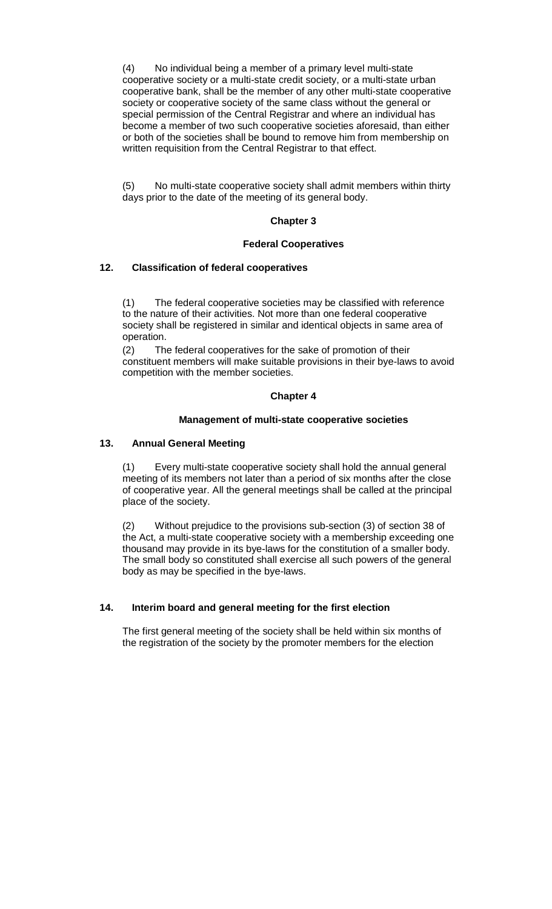(4) No individual being a member of a primary level multi-state cooperative society or a multi-state credit society, or a multi-state urban cooperative bank, shall be the member of any other multi-state cooperative society or cooperative society of the same class without the general or special permission of the Central Registrar and where an individual has become a member of two such cooperative societies aforesaid, than either or both of the societies shall be bound to remove him from membership on written requisition from the Central Registrar to that effect.

(5) No multi-state cooperative society shall admit members within thirty days prior to the date of the meeting of its general body.

## Chapter 3

## Federal Cooperatives

### 12. Classification of federal cooperatives

(1) The federal cooperative societies may be classified with reference to the nature of their activities. Not more than one federal cooperative society shall be registered in similar and identical objects in same area of operation.

(2) The federal cooperatives for the sake of promotion of their constituent members will make suitable provisions in their bye-laws to avoid competition with the member societies.

## Chapter 4

## Management of multi-state cooperative societies

### 13. Annual General Meeting

(1) Every multi-state cooperative society shall hold the annual general meeting of its members not later than a period of six months after the close of cooperative year. All the general meetings shall be called at the principal place of the society.

(2) Without prejudice to the provisions sub-section (3) of section 38 of the Act, a multi-state cooperative society with a membership exceeding one thousand may provide in its bye-laws for the constitution of a smaller body. The small body so constituted shall exercise all such powers of the general body as may be specified in the bye-laws.

### 14. Interim board and general meeting for the first election

The first general meeting of the society shall be held within six months of the registration of the society by the promoter members for the election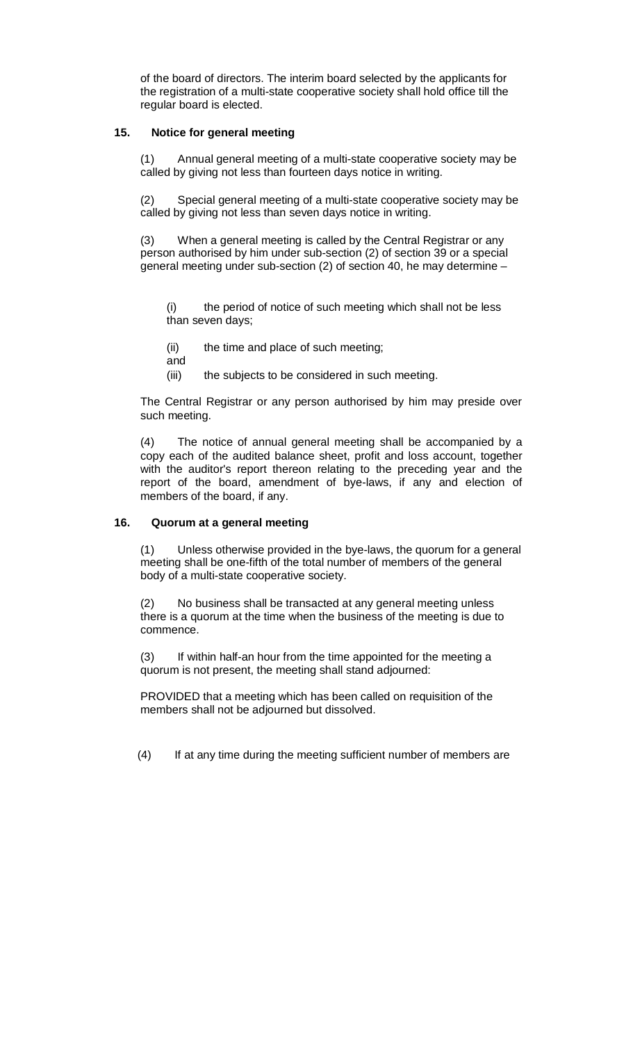of the board of directors. The interim board selected by the applicants for the registration of a multi-state cooperative society shall hold office till the regular board is elected.

### 15. Notice for general meeting

(1) Annual general meeting of a multi-state cooperative society may be called by giving not less than fourteen days notice in writing.

(2) Special general meeting of a multi-state cooperative society may be called by giving not less than seven days notice in writing.

(3) When a general meeting is called by the Central Registrar or any person authorised by him under sub-section (2) of section 39 or a special general meeting under sub-section (2) of section 40, he may determine –

(i) the period of notice of such meeting which shall not be less than seven days;

(ii) the time and place of such meeting;
and
(iii) the subjects to be considered in such meeting.

The Central Registrar or any person authorised by him may preside over such meeting.

(4) The notice of annual general meeting shall be accompanied by a copy each of the audited balance sheet, profit and loss account, together with the auditor's report thereon relating to the preceding year and the report of the board, amendment of bye-laws, if any and election of members of the board, if any.

### 16. Quorum at a general meeting

(1) Unless otherwise provided in the bye-laws, the quorum for a general meeting shall be one-fifth of the total number of members of the general body of a multi-state cooperative society.

(2) No business shall be transacted at any general meeting unless there is a quorum at the time when the business of the meeting is due to commence.

(3) If within half-an hour from the time appointed for the meeting a quorum is not present, the meeting shall stand adjourned:

PROVIDED that a meeting which has been called on requisition of the members shall not be adjourned but dissolved.

(4) If at any time during the meeting sufficient number of members are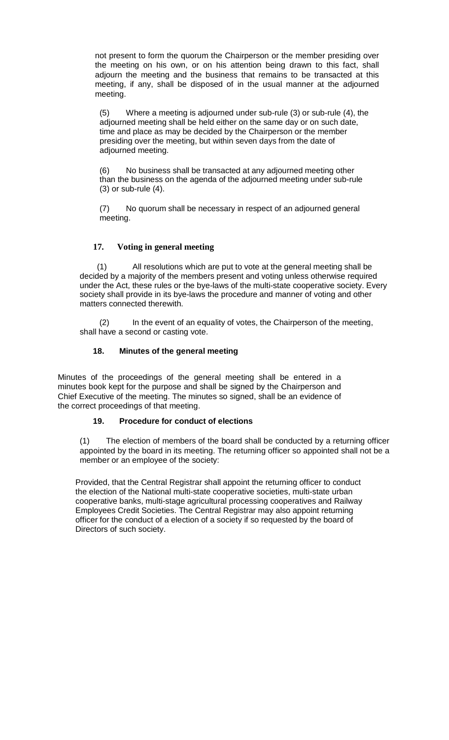not present to form the quorum the Chairperson or the member presiding over the meeting on his own, or on his attention being drawn to this fact, shall adjourn the meeting and the business that remains to be transacted at this meeting, if any, shall be disposed of in the usual manner at the adjourned meeting.

(5) Where a meeting is adjourned under sub-rule (3) or sub-rule (4), the adjourned meeting shall be held either on the same day or on such date, time and place as may be decided by the Chairperson or the member presiding over the meeting, but within seven days from the date of adjourned meeting.

(6) No business shall be transacted at any adjourned meeting other than the business on the agenda of the adjourned meeting under sub-rule (3) or sub-rule (4).

(7) No quorum shall be necessary in respect of an adjourned general meeting.

### 17. Voting in general meeting

(1) All resolutions which are put to vote at the general meeting shall be decided by a majority of the members present and voting unless otherwise required under the Act, these rules or the bye-laws of the multi-state cooperative society. Every society shall provide in its bye-laws the procedure and manner of voting and other matters connected therewith.

(2) In the event of an equality of votes, the Chairperson of the meeting, shall have a second or casting vote.

### 18. Minutes of the general meeting

Minutes of the proceedings of the general meeting shall be entered in a minutes book kept for the purpose and shall be signed by the Chairperson and Chief Executive of the meeting. The minutes so signed, shall be an evidence of the correct proceedings of that meeting.

### 19. Procedure for conduct of elections

(1) The election of members of the board shall be conducted by a returning officer appointed by the board in its meeting. The returning officer so appointed shall not be a member or an employee of the society:

Provided, that the Central Registrar shall appoint the returning officer to conduct the election of the National multi-state cooperative societies, multi-state urban cooperative banks, multi-stage agricultural processing cooperatives and Railway Employees Credit Societies. The Central Registrar may also appoint returning officer for the conduct of a election of a society if so requested by the board of Directors of such society.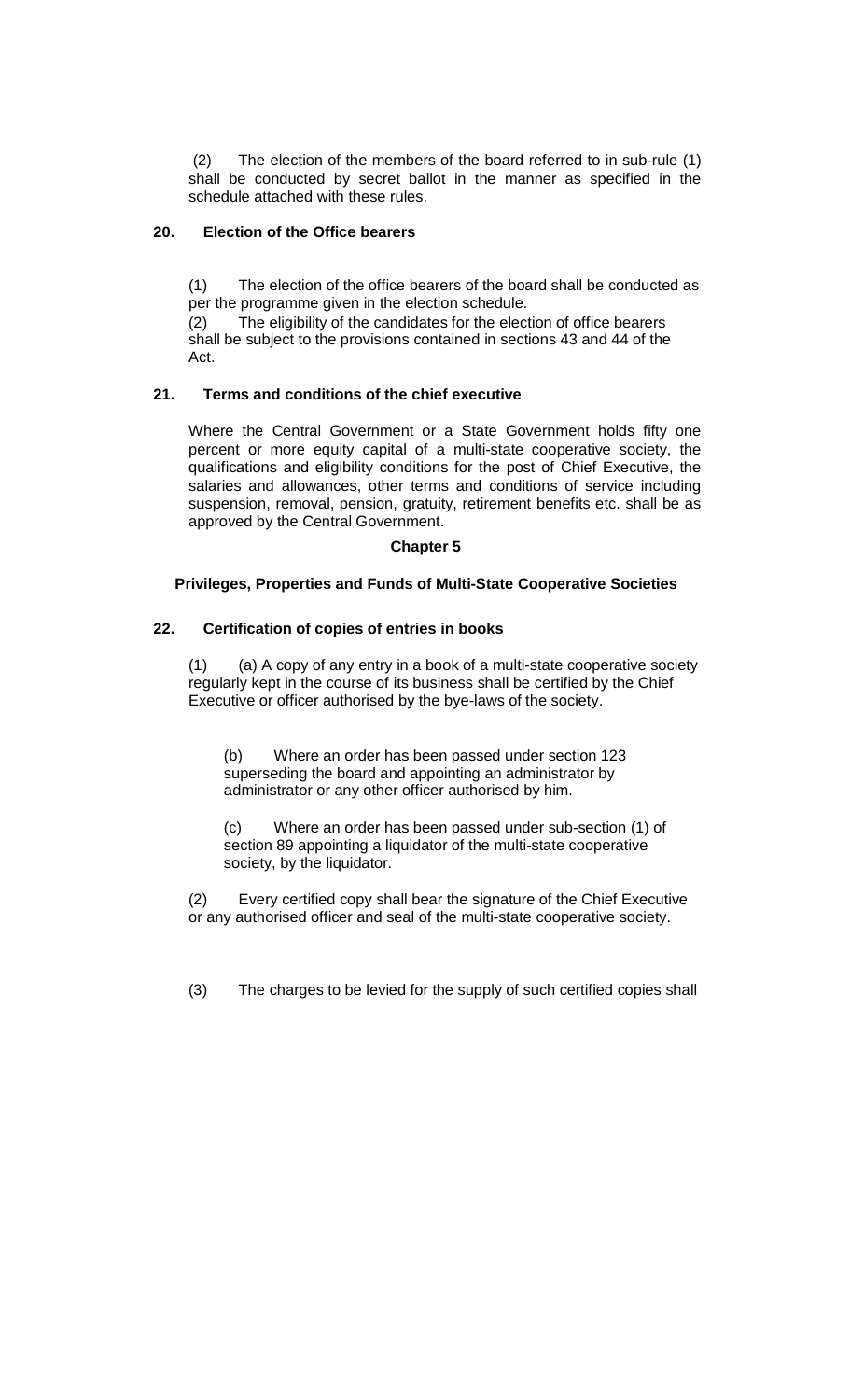(2) The election of the members of the board referred to in sub-rule (1) shall be conducted by secret ballot in the manner as specified in the schedule attached with these rules.

**20. Election of the Office bearers**

(1) The election of the office bearers of the board shall be conducted as per the programme given in the election schedule.

(2) The eligibility of the candidates for the election of office bearers shall be subject to the provisions contained in sections 43 and 44 of the Act.

**21. Terms and conditions of the chief executive**

Where the Central Government or a State Government holds fifty one percent or more equity capital of a multi-state cooperative society, the qualifications and eligibility conditions for the post of Chief Executive, the salaries and allowances, other terms and conditions of service including suspension, removal, pension, gratuity, retirement benefits etc. shall be as approved by the Central Government.

## Chapter 5

### Privileges, Properties and Funds of Multi-State Cooperative Societies

**22. Certification of copies of entries in books**

(1) (a) A copy of any entry in a book of a multi-state cooperative society regularly kept in the course of its business shall be certified by the Chief Executive or officer authorised by the bye-laws of the society.

(b) Where an order has been passed under section 123 superseding the board and appointing an administrator by administrator or any other officer authorised by him.

(c) Where an order has been passed under sub-section (1) of section 89 appointing a liquidator of the multi-state cooperative society, by the liquidator.

(2) Every certified copy shall bear the signature of the Chief Executive or any authorised officer and seal of the multi-state cooperative society.

(3) The charges to be levied for the supply of such certified copies shall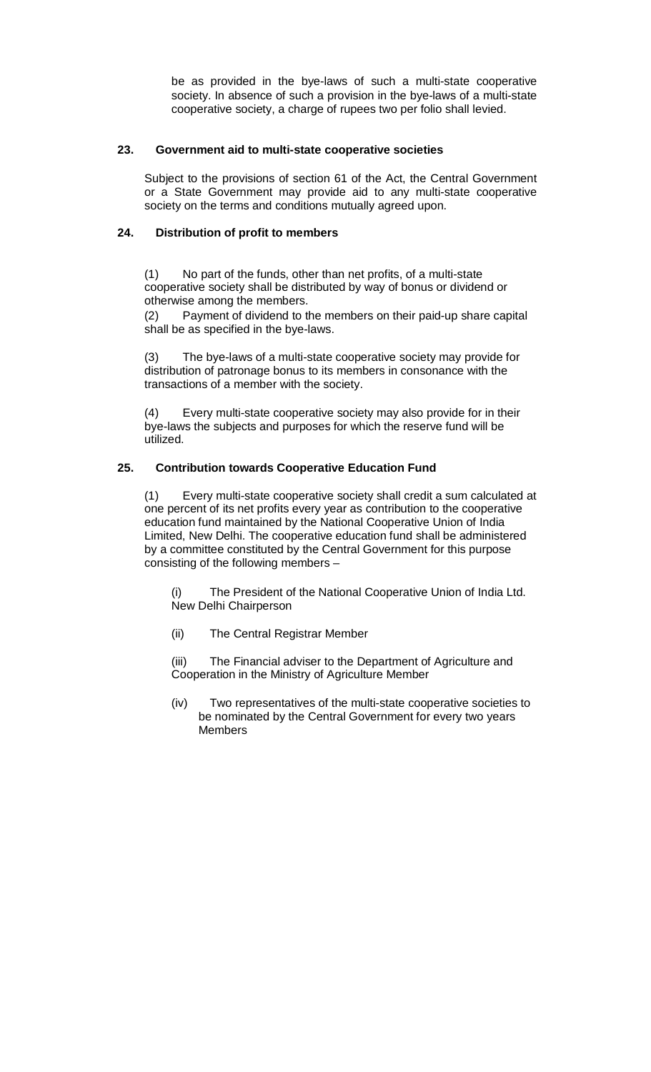be as provided in the bye-laws of such a multi-state cooperative society. In absence of such a provision in the bye-laws of a multi-state cooperative society, a charge of rupees two per folio shall levied.

## 23. Government aid to multi-state cooperative societies

Subject to the provisions of section 61 of the Act, the Central Government or a State Government may provide aid to any multi-state cooperative society on the terms and conditions mutually agreed upon.

## 24. Distribution of profit to members

(1) No part of the funds, other than net profits, of a multi-state cooperative society shall be distributed by way of bonus or dividend or otherwise among the members.

(2) Payment of dividend to the members on their paid-up share capital shall be as specified in the bye-laws.

(3) The bye-laws of a multi-state cooperative society may provide for distribution of patronage bonus to its members in consonance with the transactions of a member with the society.

(4) Every multi-state cooperative society may also provide for in their bye-laws the subjects and purposes for which the reserve fund will be utilized.

## 25. Contribution towards Cooperative Education Fund

(1) Every multi-state cooperative society shall credit a sum calculated at one percent of its net profits every year as contribution to the cooperative education fund maintained by the National Cooperative Union of India Limited, New Delhi. The cooperative education fund shall be administered by a committee constituted by the Central Government for this purpose consisting of the following members –

(i) The President of the National Cooperative Union of India Ltd. New Delhi Chairperson

(ii) The Central Registrar Member

(iii) The Financial adviser to the Department of Agriculture and Cooperation in the Ministry of Agriculture Member

(iv) Two representatives of the multi-state cooperative societies to be nominated by the Central Government for every two years Members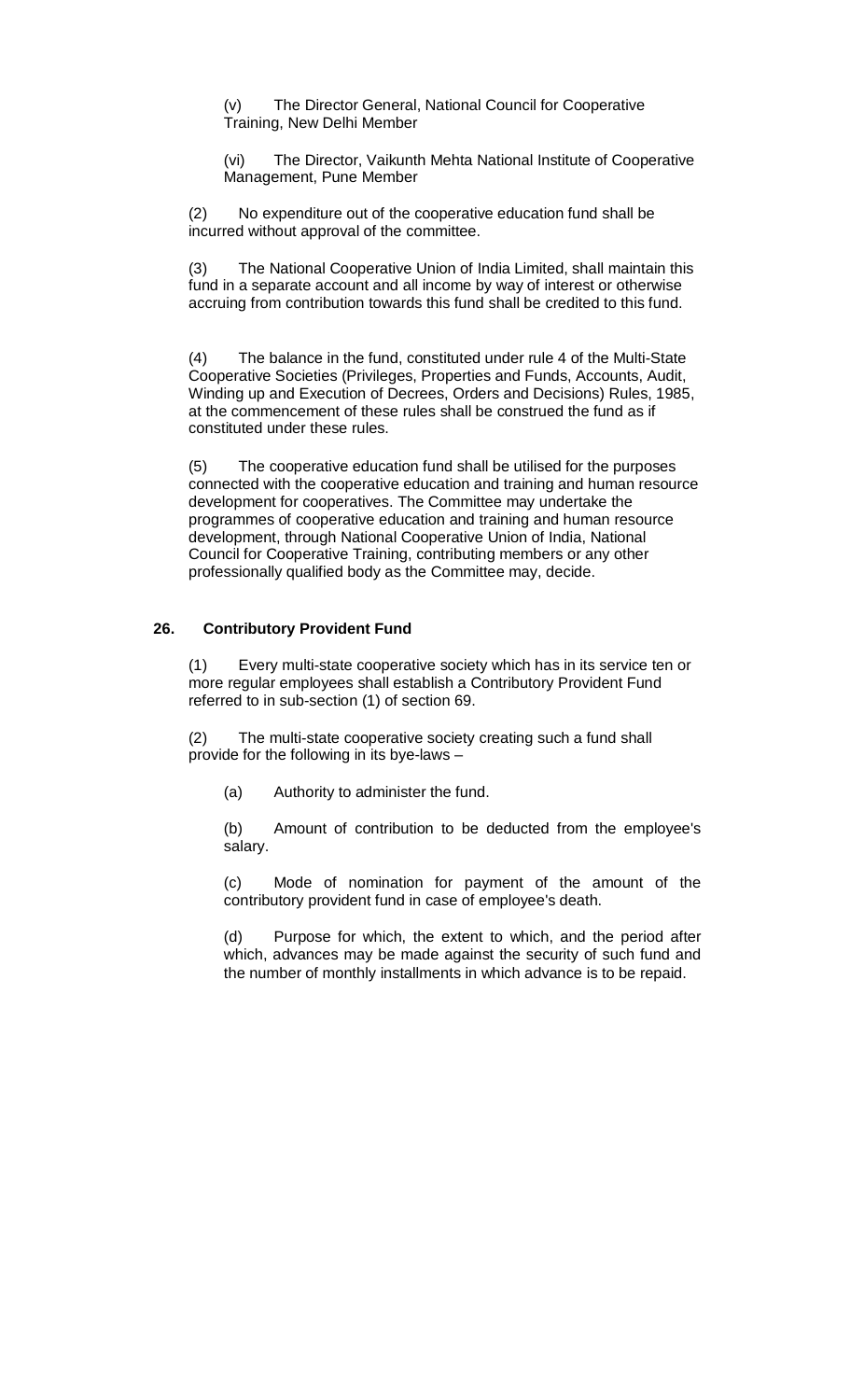(v) The Director General, National Council for Cooperative Training, New Delhi Member

(vi) The Director, Vaikunth Mehta National Institute of Cooperative Management, Pune Member

(2) No expenditure out of the cooperative education fund shall be incurred without approval of the committee.

(3) The National Cooperative Union of India Limited, shall maintain this fund in a separate account and all income by way of interest or otherwise accruing from contribution towards this fund shall be credited to this fund.

(4) The balance in the fund, constituted under rule 4 of the Multi-State Cooperative Societies (Privileges, Properties and Funds, Accounts, Audit, Winding up and Execution of Decrees, Orders and Decisions) Rules, 1985, at the commencement of these rules shall be construed the fund as if constituted under these rules.

(5) The cooperative education fund shall be utilised for the purposes connected with the cooperative education and training and human resource development for cooperatives. The Committee may undertake the programmes of cooperative education and training and human resource development, through National Cooperative Union of India, National Council for Cooperative Training, contributing members or any other professionally qualified body as the Committee may, decide.

### 26. Contributory Provident Fund

(1) Every multi-state cooperative society which has in its service ten or more regular employees shall establish a Contributory Provident Fund referred to in sub-section (1) of section 69.

(2) The multi-state cooperative society creating such a fund shall provide for the following in its bye-laws –

(a) Authority to administer the fund.

(b) Amount of contribution to be deducted from the employee's salary.

(c) Mode of nomination for payment of the amount of the contributory provident fund in case of employee's death.

(d) Purpose for which, the extent to which, and the period after which, advances may be made against the security of such fund and the number of monthly installments in which advance is to be repaid.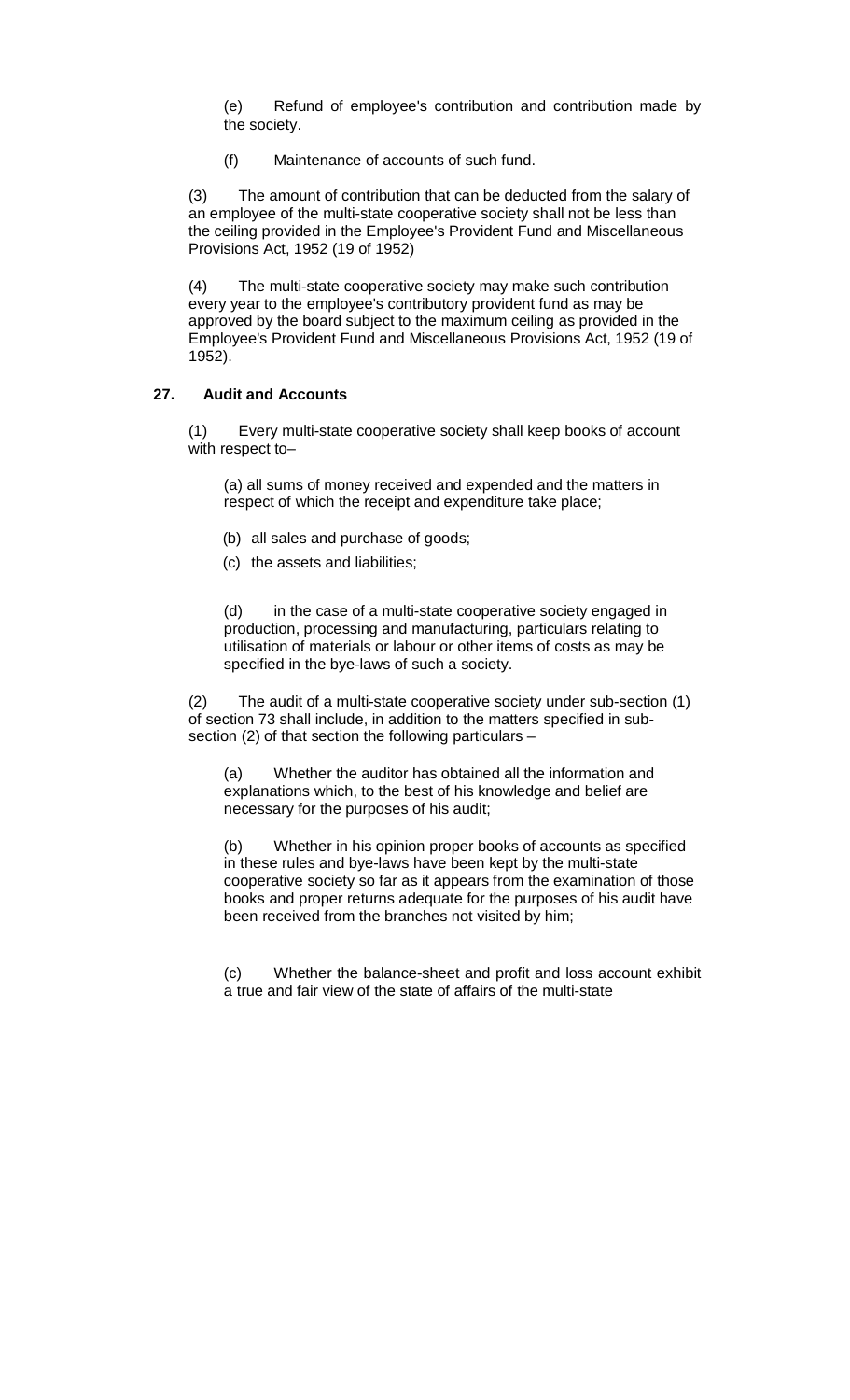(e) Refund of employee's contribution and contribution made by the society.

(f) Maintenance of accounts of such fund.

(3) The amount of contribution that can be deducted from the salary of an employee of the multi-state cooperative society shall not be less than the ceiling provided in the Employee's Provident Fund and Miscellaneous Provisions Act, 1952 (19 of 1952)

(4) The multi-state cooperative society may make such contribution every year to the employee's contributory provident fund as may be approved by the board subject to the maximum ceiling as provided in the Employee's Provident Fund and Miscellaneous Provisions Act, 1952 (19 of 1952).

**27. Audit and Accounts**

(1) Every multi-state cooperative society shall keep books of account with respect to–

(a) all sums of money received and expended and the matters in respect of which the receipt and expenditure take place;

(b) all sales and purchase of goods;

(c) the assets and liabilities;

(d) in the case of a multi-state cooperative society engaged in production, processing and manufacturing, particulars relating to utilisation of materials or labour or other items of costs as may be specified in the bye-laws of such a society.

(2) The audit of a multi-state cooperative society under sub-section (1) of section 73 shall include, in addition to the matters specified in sub-section (2) of that section the following particulars –

(a) Whether the auditor has obtained all the information and explanations which, to the best of his knowledge and belief are necessary for the purposes of his audit;

(b) Whether in his opinion proper books of accounts as specified in these rules and bye-laws have been kept by the multi-state cooperative society so far as it appears from the examination of those books and proper returns adequate for the purposes of his audit have been received from the branches not visited by him;

(c) Whether the balance-sheet and profit and loss account exhibit a true and fair view of the state of affairs of the multi-state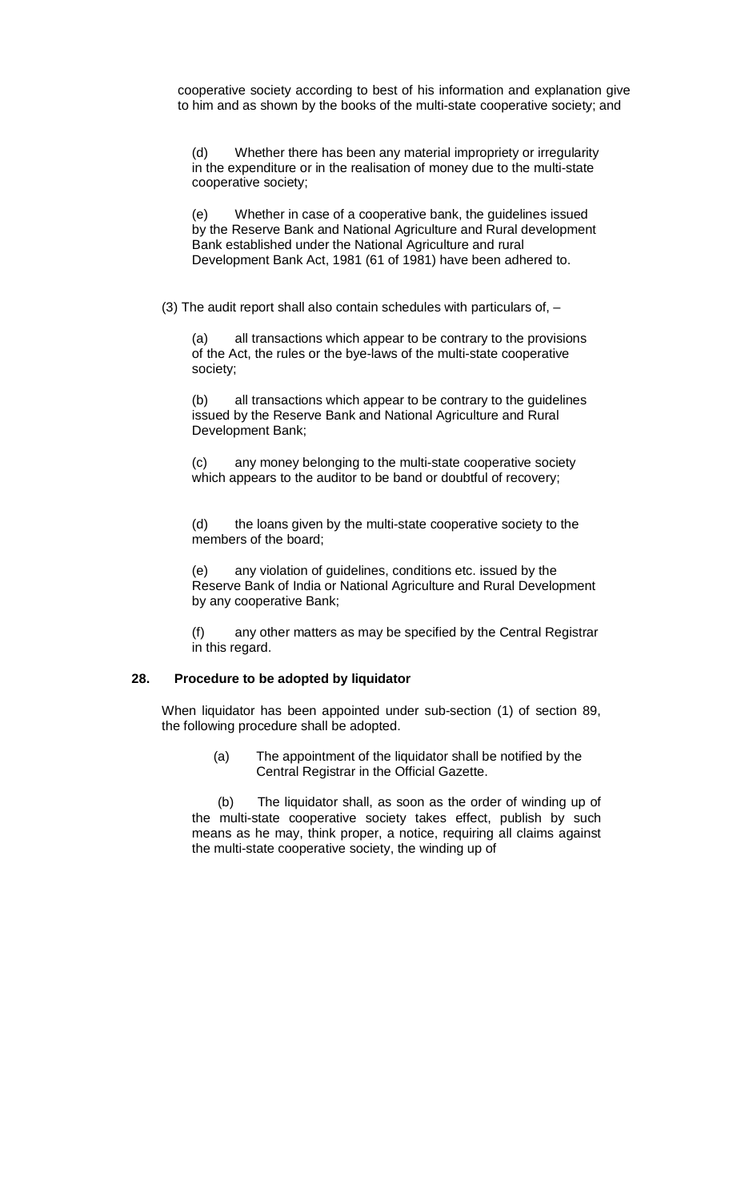cooperative society according to best of his information and explanation give to him and as shown by the books of the multi-state cooperative society; and

(d) Whether there has been any material impropriety or irregularity in the expenditure or in the realisation of money due to the multi-state cooperative society;

(e) Whether in case of a cooperative bank, the guidelines issued by the Reserve Bank and National Agriculture and Rural development Bank established under the National Agriculture and rural Development Bank Act, 1981 (61 of 1981) have been adhered to.

(3) The audit report shall also contain schedules with particulars of, –

(a) all transactions which appear to be contrary to the provisions of the Act, the rules or the bye-laws of the multi-state cooperative society;

(b) all transactions which appear to be contrary to the guidelines issued by the Reserve Bank and National Agriculture and Rural Development Bank;

(c) any money belonging to the multi-state cooperative society which appears to the auditor to be band or doubtful of recovery;

(d) the loans given by the multi-state cooperative society to the members of the board;

(e) any violation of guidelines, conditions etc. issued by the Reserve Bank of India or National Agriculture and Rural Development by any cooperative Bank;

(f) any other matters as may be specified by the Central Registrar in this regard.

**28. Procedure to be adopted by liquidator**

When liquidator has been appointed under sub-section (1) of section 89, the following procedure shall be adopted.

(a) The appointment of the liquidator shall be notified by the Central Registrar in the Official Gazette.

(b) The liquidator shall, as soon as the order of winding up of the multi-state cooperative society takes effect, publish by such means as he may, think proper, a notice, requiring all claims against the multi-state cooperative society, the winding up of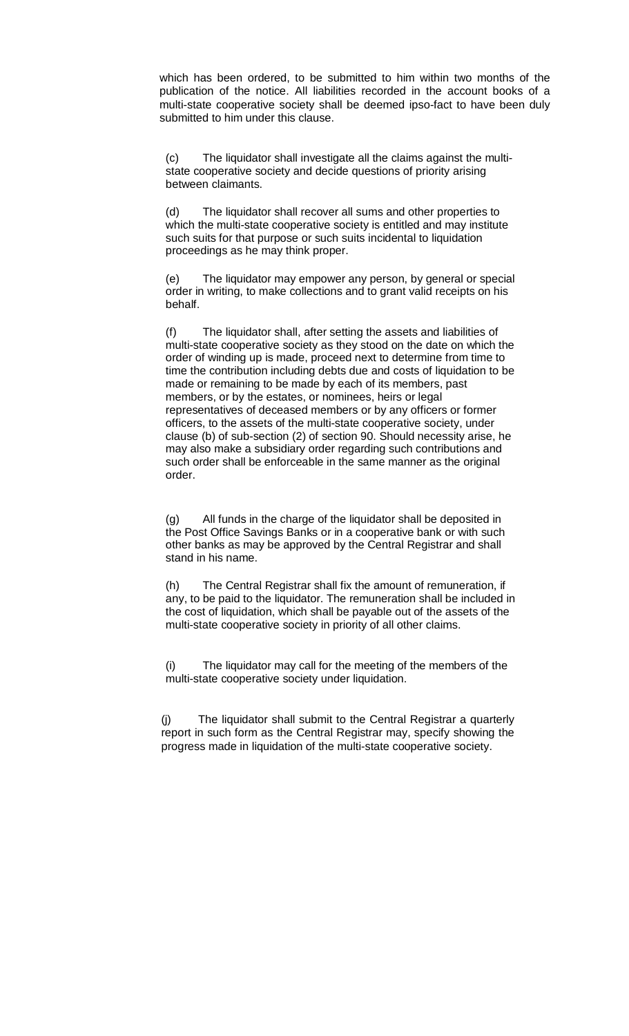which has been ordered, to be submitted to him within two months of the publication of the notice. All liabilities recorded in the account books of a multi-state cooperative society shall be deemed ipso-fact to have been duly submitted to him under this clause.

(c) The liquidator shall investigate all the claims against the multi-state cooperative society and decide questions of priority arising between claimants.

(d) The liquidator shall recover all sums and other properties to which the multi-state cooperative society is entitled and may institute such suits for that purpose or such suits incidental to liquidation proceedings as he may think proper.

(e) The liquidator may empower any person, by general or special order in writing, to make collections and to grant valid receipts on his behalf.

(f) The liquidator shall, after setting the assets and liabilities of multi-state cooperative society as they stood on the date on which the order of winding up is made, proceed next to determine from time to time the contribution including debts due and costs of liquidation to be made or remaining to be made by each of its members, past members, or by the estates, or nominees, heirs or legal representatives of deceased members or by any officers or former officers, to the assets of the multi-state cooperative society, under clause (b) of sub-section (2) of section 90. Should necessity arise, he may also make a subsidiary order regarding such contributions and such order shall be enforceable in the same manner as the original order.

(g) All funds in the charge of the liquidator shall be deposited in the Post Office Savings Banks or in a cooperative bank or with such other banks as may be approved by the Central Registrar and shall stand in his name.

(h) The Central Registrar shall fix the amount of remuneration, if any, to be paid to the liquidator. The remuneration shall be included in the cost of liquidation, which shall be payable out of the assets of the multi-state cooperative society in priority of all other claims.

(i) The liquidator may call for the meeting of the members of the multi-state cooperative society under liquidation.

(j) The liquidator shall submit to the Central Registrar a quarterly report in such form as the Central Registrar may, specify showing the progress made in liquidation of the multi-state cooperative society.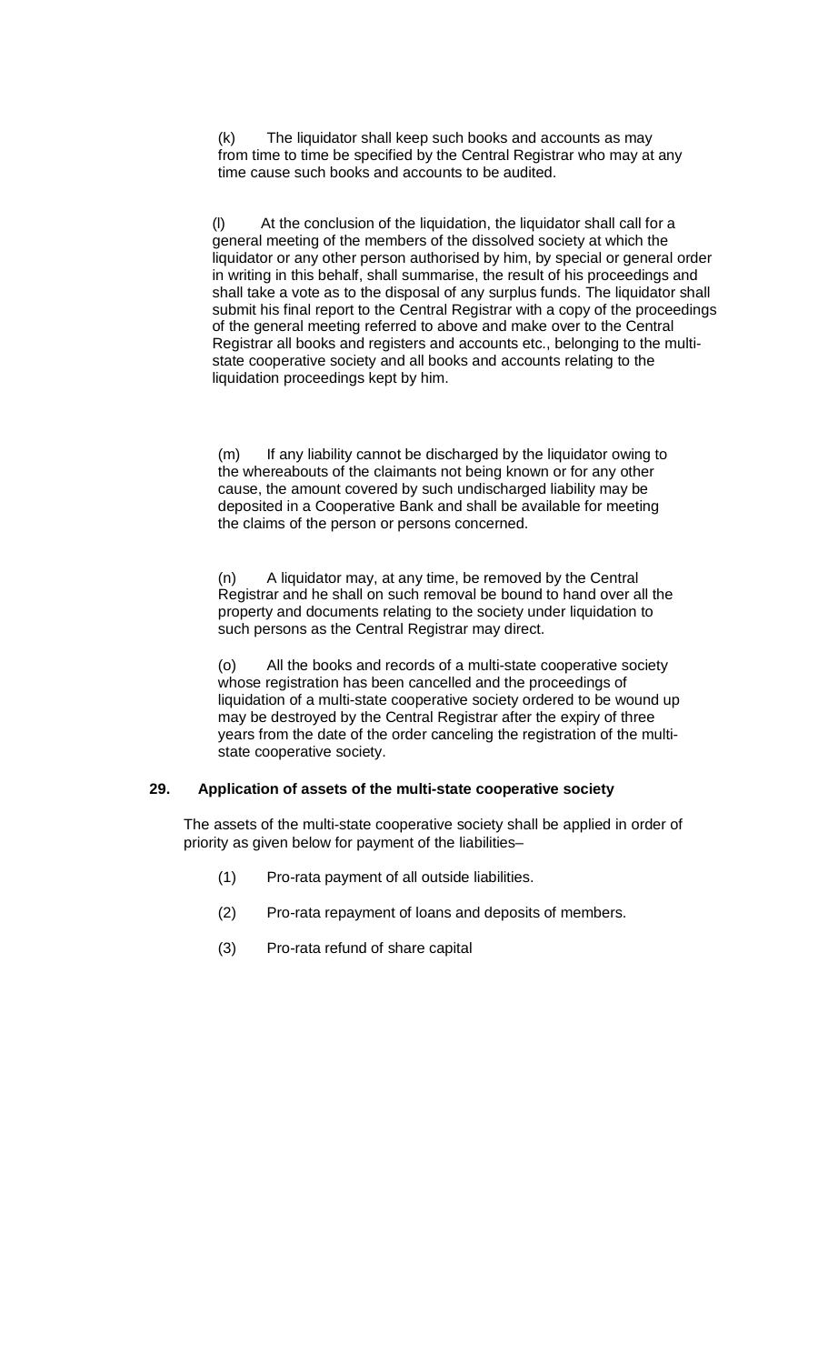(k) The liquidator shall keep such books and accounts as may from time to time be specified by the Central Registrar who may at any time cause such books and accounts to be audited.

(l) At the conclusion of the liquidation, the liquidator shall call for a general meeting of the members of the dissolved society at which the liquidator or any other person authorised by him, by special or general order in writing in this behalf, shall summarise, the result of his proceedings and shall take a vote as to the disposal of any surplus funds. The liquidator shall submit his final report to the Central Registrar with a copy of the proceedings of the general meeting referred to above and make over to the Central Registrar all books and registers and accounts etc., belonging to the multi-state cooperative society and all books and accounts relating to the liquidation proceedings kept by him.

(m) If any liability cannot be discharged by the liquidator owing to the whereabouts of the claimants not being known or for any other cause, the amount covered by such undischarged liability may be deposited in a Cooperative Bank and shall be available for meeting the claims of the person or persons concerned.

(n) A liquidator may, at any time, be removed by the Central Registrar and he shall on such removal be bound to hand over all the property and documents relating to the society under liquidation to such persons as the Central Registrar may direct.

(o) All the books and records of a multi-state cooperative society whose registration has been cancelled and the proceedings of liquidation of a multi-state cooperative society ordered to be wound up may be destroyed by the Central Registrar after the expiry of three years from the date of the order canceling the registration of the multi-state cooperative society.

**29. Application of assets of the multi-state cooperative society**

The assets of the multi-state cooperative society shall be applied in order of priority as given below for payment of the liabilities–

(1) Pro-rata payment of all outside liabilities.

(2) Pro-rata repayment of loans and deposits of members.

(3) Pro-rata refund of share capital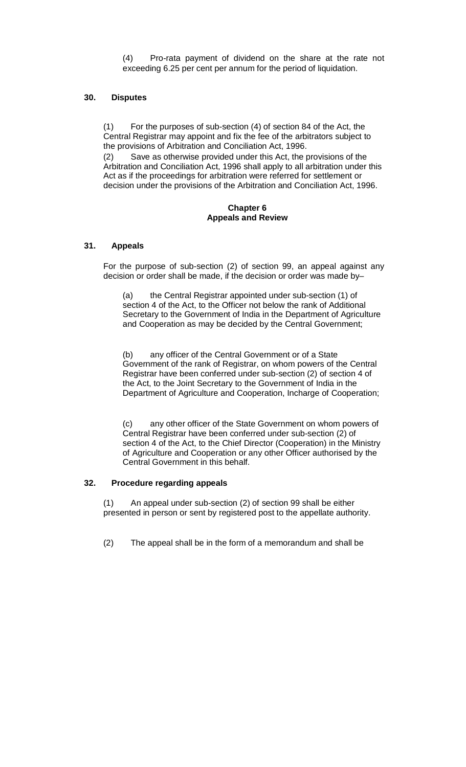(4) Pro-rata payment of dividend on the share at the rate not exceeding 6.25 per cent per annum for the period of liquidation.

### 30. Disputes

(1) For the purposes of sub-section (4) of section 84 of the Act, the Central Registrar may appoint and fix the fee of the arbitrators subject to the provisions of Arbitration and Conciliation Act, 1996.

(2) Save as otherwise provided under this Act, the provisions of the Arbitration and Conciliation Act, 1996 shall apply to all arbitration under this Act as if the proceedings for arbitration were referred for settlement or decision under the provisions of the Arbitration and Conciliation Act, 1996.

## Chapter 6
## Appeals and Review

### 31. Appeals

For the purpose of sub-section (2) of section 99, an appeal against any decision or order shall be made, if the decision or order was made by–

(a) the Central Registrar appointed under sub-section (1) of section 4 of the Act, to the Officer not below the rank of Additional Secretary to the Government of India in the Department of Agriculture and Cooperation as may be decided by the Central Government;

(b) any officer of the Central Government or of a State Government of the rank of Registrar, on whom powers of the Central Registrar have been conferred under sub-section (2) of section 4 of the Act, to the Joint Secretary to the Government of India in the Department of Agriculture and Cooperation, Incharge of Cooperation;

(c) any other officer of the State Government on whom powers of Central Registrar have been conferred under sub-section (2) of section 4 of the Act, to the Chief Director (Cooperation) in the Ministry of Agriculture and Cooperation or any other Officer authorised by the Central Government in this behalf.

### 32. Procedure regarding appeals

(1) An appeal under sub-section (2) of section 99 shall be either presented in person or sent by registered post to the appellate authority.

(2) The appeal shall be in the form of a memorandum and shall be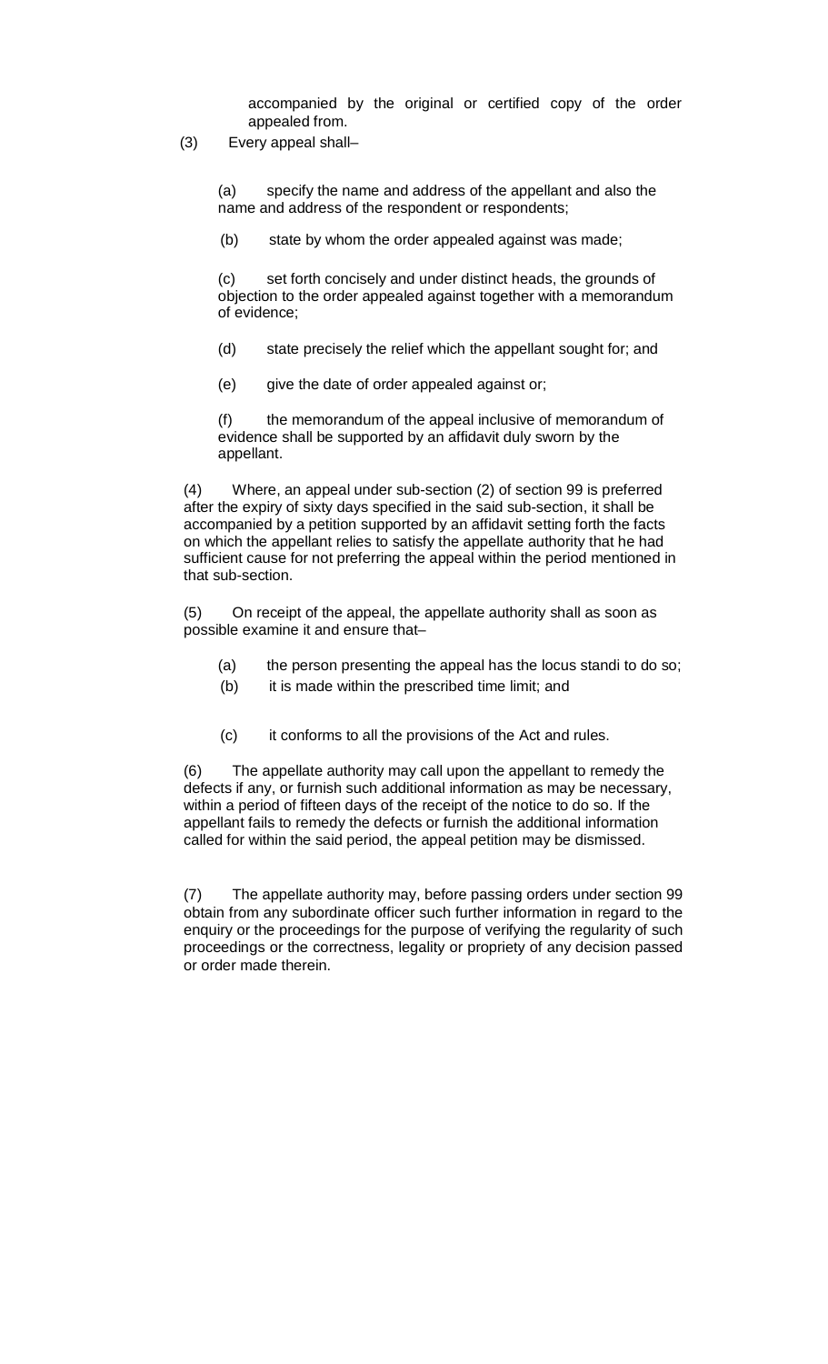accompanied by the original or certified copy of the order appealed from.

(3) Every appeal shall–

(a) specify the name and address of the appellant and also the name and address of the respondent or respondents;

(b) state by whom the order appealed against was made;

(c) set forth concisely and under distinct heads, the grounds of objection to the order appealed against together with a memorandum of evidence;

(d) state precisely the relief which the appellant sought for; and

(e) give the date of order appealed against or;

(f) the memorandum of the appeal inclusive of memorandum of evidence shall be supported by an affidavit duly sworn by the appellant.

(4) Where, an appeal under sub-section (2) of section 99 is preferred after the expiry of sixty days specified in the said sub-section, it shall be accompanied by a petition supported by an affidavit setting forth the facts on which the appellant relies to satisfy the appellate authority that he had sufficient cause for not preferring the appeal within the period mentioned in that sub-section.

(5) On receipt of the appeal, the appellate authority shall as soon as possible examine it and ensure that–

(a) the person presenting the appeal has the locus standi to do so;

(b) it is made within the prescribed time limit; and

(c) it conforms to all the provisions of the Act and rules.

(6) The appellate authority may call upon the appellant to remedy the defects if any, or furnish such additional information as may be necessary, within a period of fifteen days of the receipt of the notice to do so. If the appellant fails to remedy the defects or furnish the additional information called for within the said period, the appeal petition may be dismissed.

(7) The appellate authority may, before passing orders under section 99 obtain from any subordinate officer such further information in regard to the enquiry or the proceedings for the purpose of verifying the regularity of such proceedings or the correctness, legality or propriety of any decision passed or order made therein.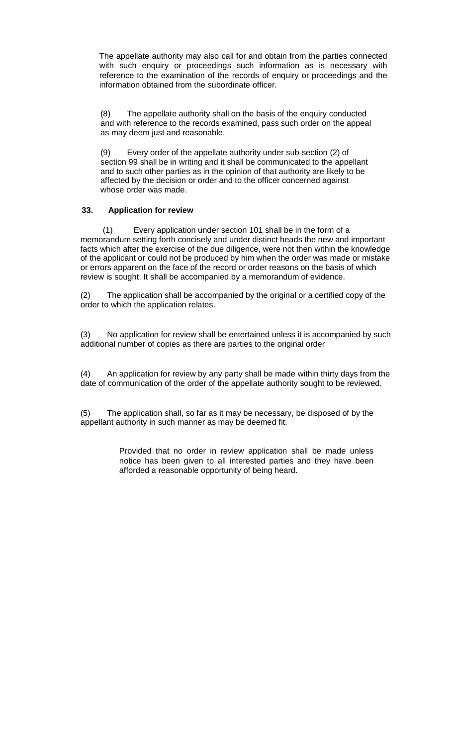The appellate authority may also call for and obtain from the parties connected with such enquiry or proceedings such information as is necessary with reference to the examination of the records of enquiry or proceedings and the information obtained from the subordinate officer.

(8) The appellate authority shall on the basis of the enquiry conducted and with reference to the records examined, pass such order on the appeal as may deem just and reasonable.

(9) Every order of the appellate authority under sub-section (2) of section 99 shall be in writing and it shall be communicated to the appellant and to such other parties as in the opinion of that authority are likely to be affected by the decision or order and to the officer concerned against whose order was made.

**33. Application for review**

(1) Every application under section 101 shall be in the form of a memorandum setting forth concisely and under distinct heads the new and important facts which after the exercise of the due diligence, were not then within the knowledge of the applicant or could not be produced by him when the order was made or mistake or errors apparent on the face of the record or order reasons on the basis of which review is sought. It shall be accompanied by a memorandum of evidence.

(2) The application shall be accompanied by the original or a certified copy of the order to which the application relates.

(3) No application for review shall be entertained unless it is accompanied by such additional number of copies as there are parties to the original order

(4) An application for review by any party shall be made within thirty days from the date of communication of the order of the appellate authority sought to be reviewed.

(5) The application shall, so far as it may be necessary, be disposed of by the appellant authority in such manner as may be deemed fit:

> Provided that no order in review application shall be made unless notice has been given to all interested parties and they have been afforded a reasonable opportunity of being heard.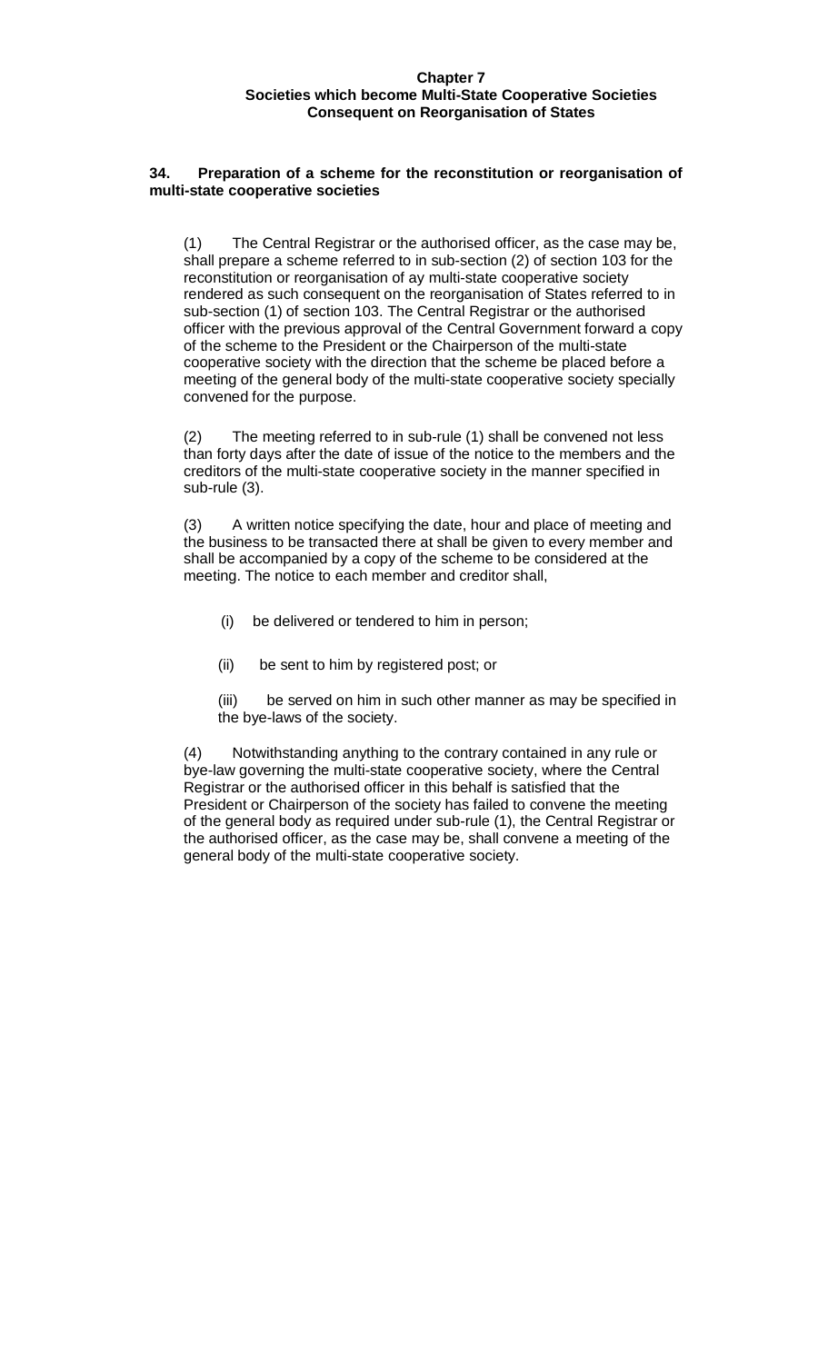## Chapter 7
## Societies which become Multi-State Cooperative Societies Consequent on Reorganisation of States

### 34. Preparation of a scheme for the reconstitution or reorganisation of multi-state cooperative societies

(1) The Central Registrar or the authorised officer, as the case may be, shall prepare a scheme referred to in sub-section (2) of section 103 for the reconstitution or reorganisation of ay multi-state cooperative society rendered as such consequent on the reorganisation of States referred to in sub-section (1) of section 103. The Central Registrar or the authorised officer with the previous approval of the Central Government forward a copy of the scheme to the President or the Chairperson of the multi-state cooperative society with the direction that the scheme be placed before a meeting of the general body of the multi-state cooperative society specially convened for the purpose.

(2) The meeting referred to in sub-rule (1) shall be convened not less than forty days after the date of issue of the notice to the members and the creditors of the multi-state cooperative society in the manner specified in sub-rule (3).

(3) A written notice specifying the date, hour and place of meeting and the business to be transacted there at shall be given to every member and shall be accompanied by a copy of the scheme to be considered at the meeting. The notice to each member and creditor shall,

(i) be delivered or tendered to him in person;

(ii) be sent to him by registered post; or

(iii) be served on him in such other manner as may be specified in the bye-laws of the society.

(4) Notwithstanding anything to the contrary contained in any rule or bye-law governing the multi-state cooperative society, where the Central Registrar or the authorised officer in this behalf is satisfied that the President or Chairperson of the society has failed to convene the meeting of the general body as required under sub-rule (1), the Central Registrar or the authorised officer, as the case may be, shall convene a meeting of the general body of the multi-state cooperative society.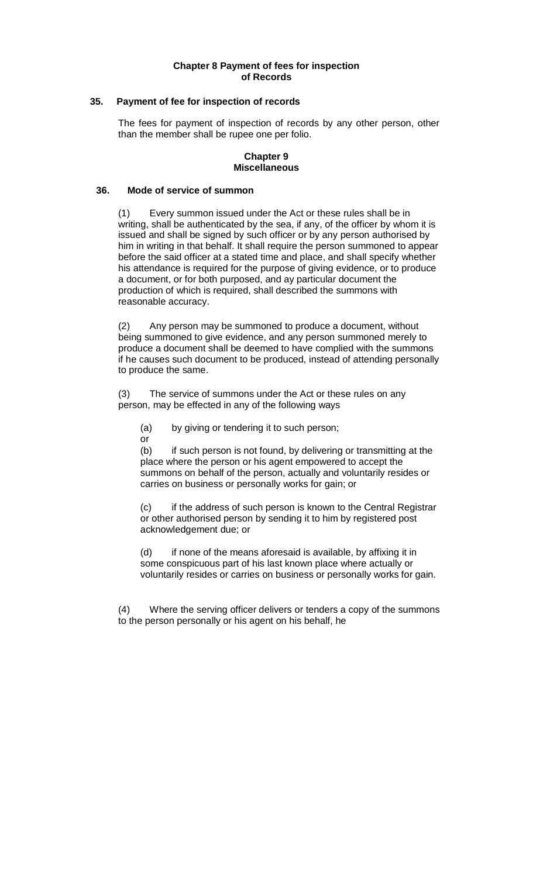## Chapter 8 Payment of fees for inspection of Records

### 35. Payment of fee for inspection of records

The fees for payment of inspection of records by any other person, other than the member shall be rupee one per folio.

## Chapter 9 Miscellaneous

### 36. Mode of service of summon

(1) Every summon issued under the Act or these rules shall be in writing, shall be authenticated by the sea, if any, of the officer by whom it is issued and shall be signed by such officer or by any person authorised by him in writing in that behalf. It shall require the person summoned to appear before the said officer at a stated time and place, and shall specify whether his attendance is required for the purpose of giving evidence, or to produce a document, or for both purposed, and ay particular document the production of which is required, shall described the summons with reasonable accuracy.

(2) Any person may be summoned to produce a document, without being summoned to give evidence, and any person summoned merely to produce a document shall be deemed to have complied with the summons if he causes such document to be produced, instead of attending personally to produce the same.

(3) The service of summons under the Act or these rules on any person, may be effected in any of the following ways

(a) by giving or tendering it to such person;
or

(b) if such person is not found, by delivering or transmitting at the place where the person or his agent empowered to accept the summons on behalf of the person, actually and voluntarily resides or carries on business or personally works for gain; or

(c) if the address of such person is known to the Central Registrar or other authorised person by sending it to him by registered post acknowledgement due; or

(d) if none of the means aforesaid is available, by affixing it in some conspicuous part of his last known place where actually or voluntarily resides or carries on business or personally works for gain.

(4) Where the serving officer delivers or tenders a copy of the summons to the person personally or his agent on his behalf, he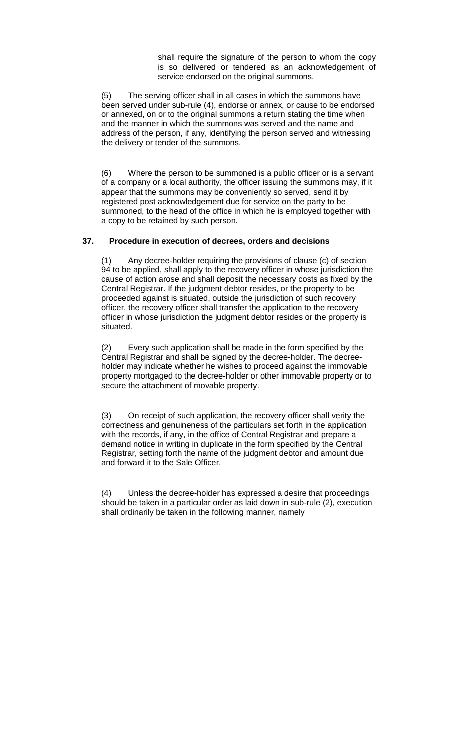shall require the signature of the person to whom the copy is so delivered or tendered as an acknowledgement of service endorsed on the original summons.

(5) The serving officer shall in all cases in which the summons have been served under sub-rule (4), endorse or annex, or cause to be endorsed or annexed, on or to the original summons a return stating the time when and the manner in which the summons was served and the name and address of the person, if any, identifying the person served and witnessing the delivery or tender of the summons.

(6) Where the person to be summoned is a public officer or is a servant of a company or a local authority, the officer issuing the summons may, if it appear that the summons may be conveniently so served, send it by registered post acknowledgement due for service on the party to be summoned, to the head of the office in which he is employed together with a copy to be retained by such person.

**37. Procedure in execution of decrees, orders and decisions**

(1) Any decree-holder requiring the provisions of clause (c) of section 94 to be applied, shall apply to the recovery officer in whose jurisdiction the cause of action arose and shall deposit the necessary costs as fixed by the Central Registrar. If the judgment debtor resides, or the property to be proceeded against is situated, outside the jurisdiction of such recovery officer, the recovery officer shall transfer the application to the recovery officer in whose jurisdiction the judgment debtor resides or the property is situated.

(2) Every such application shall be made in the form specified by the Central Registrar and shall be signed by the decree-holder. The decree-holder may indicate whether he wishes to proceed against the immovable property mortgaged to the decree-holder or other immovable property or to secure the attachment of movable property.

(3) On receipt of such application, the recovery officer shall verity the correctness and genuineness of the particulars set forth in the application with the records, if any, in the office of Central Registrar and prepare a demand notice in writing in duplicate in the form specified by the Central Registrar, setting forth the name of the judgment debtor and amount due and forward it to the Sale Officer.

(4) Unless the decree-holder has expressed a desire that proceedings should be taken in a particular order as laid down in sub-rule (2), execution shall ordinarily be taken in the following manner, namely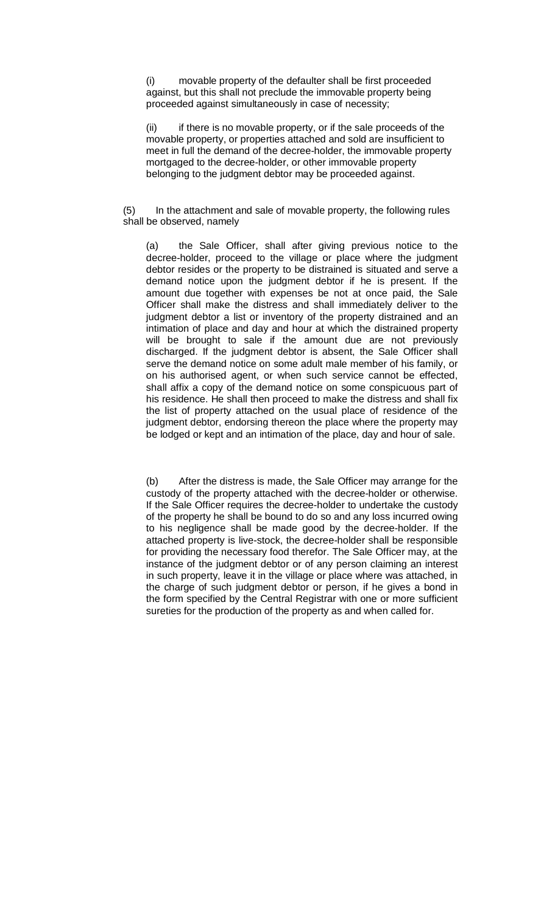(i) movable property of the defaulter shall be first proceeded against, but this shall not preclude the immovable property being proceeded against simultaneously in case of necessity;

(ii) if there is no movable property, or if the sale proceeds of the movable property, or properties attached and sold are insufficient to meet in full the demand of the decree-holder, the immovable property mortgaged to the decree-holder, or other immovable property belonging to the judgment debtor may be proceeded against.

(5) In the attachment and sale of movable property, the following rules shall be observed, namely

(a) the Sale Officer, shall after giving previous notice to the decree-holder, proceed to the village or place where the judgment debtor resides or the property to be distrained is situated and serve a demand notice upon the judgment debtor if he is present. If the amount due together with expenses be not at once paid, the Sale Officer shall make the distress and shall immediately deliver to the judgment debtor a list or inventory of the property distrained and an intimation of place and day and hour at which the distrained property will be brought to sale if the amount due are not previously discharged. If the judgment debtor is absent, the Sale Officer shall serve the demand notice on some adult male member of his family, or on his authorised agent, or when such service cannot be effected, shall affix a copy of the demand notice on some conspicuous part of his residence. He shall then proceed to make the distress and shall fix the list of property attached on the usual place of residence of the judgment debtor, endorsing thereon the place where the property may be lodged or kept and an intimation of the place, day and hour of sale.

(b) After the distress is made, the Sale Officer may arrange for the custody of the property attached with the decree-holder or otherwise. If the Sale Officer requires the decree-holder to undertake the custody of the property he shall be bound to do so and any loss incurred owing to his negligence shall be made good by the decree-holder. If the attached property is live-stock, the decree-holder shall be responsible for providing the necessary food therefor. The Sale Officer may, at the instance of the judgment debtor or of any person claiming an interest in such property, leave it in the village or place where was attached, in the charge of such judgment debtor or person, if he gives a bond in the form specified by the Central Registrar with one or more sufficient sureties for the production of the property as and when called for.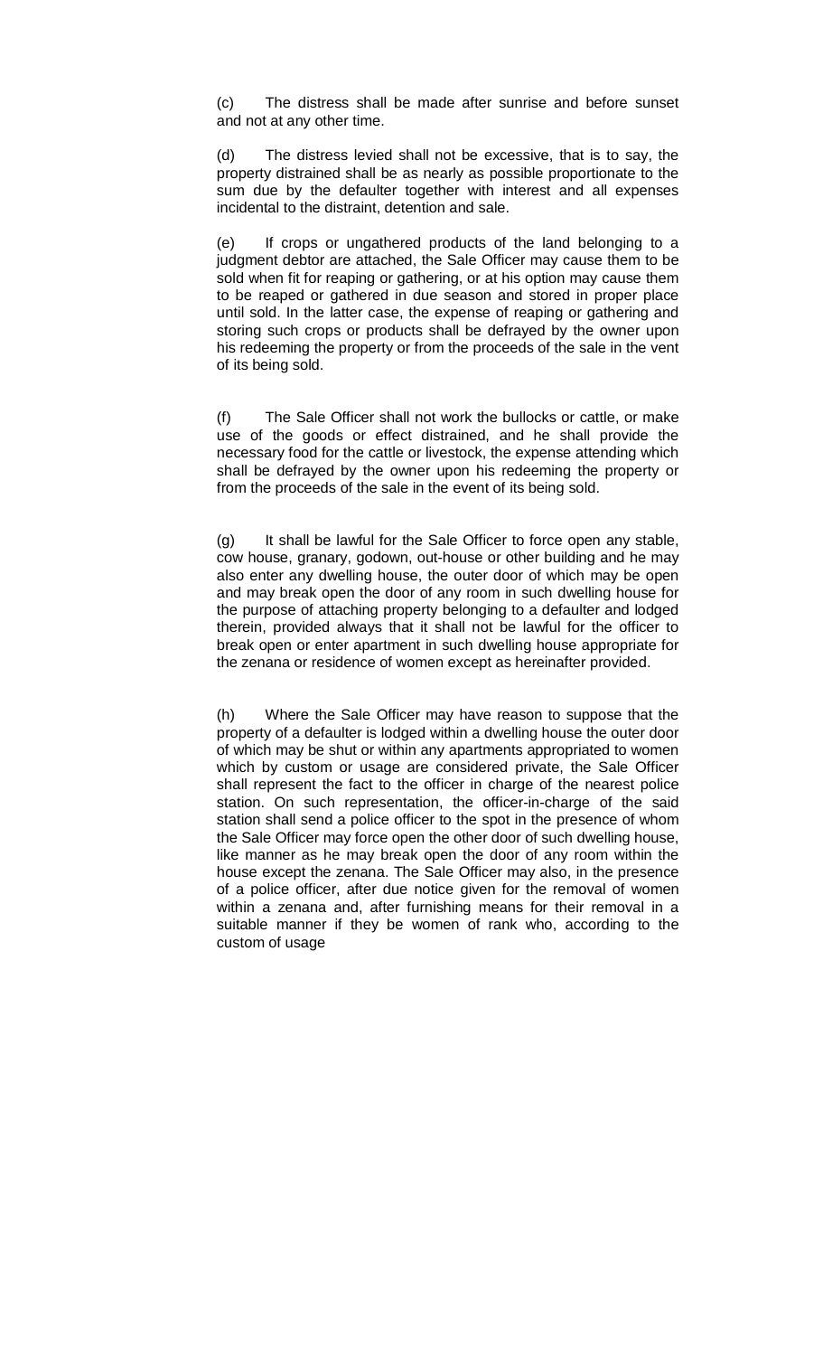(c) The distress shall be made after sunrise and before sunset and not at any other time.

(d) The distress levied shall not be excessive, that is to say, the property distrained shall be as nearly as possible proportionate to the sum due by the defaulter together with interest and all expenses incidental to the distraint, detention and sale.

(e) If crops or ungathered products of the land belonging to a judgment debtor are attached, the Sale Officer may cause them to be sold when fit for reaping or gathering, or at his option may cause them to be reaped or gathered in due season and stored in proper place until sold. In the latter case, the expense of reaping or gathering and storing such crops or products shall be defrayed by the owner upon his redeeming the property or from the proceeds of the sale in the vent of its being sold.

(f) The Sale Officer shall not work the bullocks or cattle, or make use of the goods or effect distrained, and he shall provide the necessary food for the cattle or livestock, the expense attending which shall be defrayed by the owner upon his redeeming the property or from the proceeds of the sale in the event of its being sold.

(g) It shall be lawful for the Sale Officer to force open any stable, cow house, granary, godown, out-house or other building and he may also enter any dwelling house, the outer door of which may be open and may break open the door of any room in such dwelling house for the purpose of attaching property belonging to a defaulter and lodged therein, provided always that it shall not be lawful for the officer to break open or enter apartment in such dwelling house appropriate for the zenana or residence of women except as hereinafter provided.

(h) Where the Sale Officer may have reason to suppose that the property of a defaulter is lodged within a dwelling house the outer door of which may be shut or within any apartments appropriated to women which by custom or usage are considered private, the Sale Officer shall represent the fact to the officer in charge of the nearest police station. On such representation, the officer-in-charge of the said station shall send a police officer to the spot in the presence of whom the Sale Officer may force open the other door of such dwelling house, like manner as he may break open the door of any room within the house except the zenana. The Sale Officer may also, in the presence of a police officer, after due notice given for the removal of women within a zenana and, after furnishing means for their removal in a suitable manner if they be women of rank who, according to the custom of usage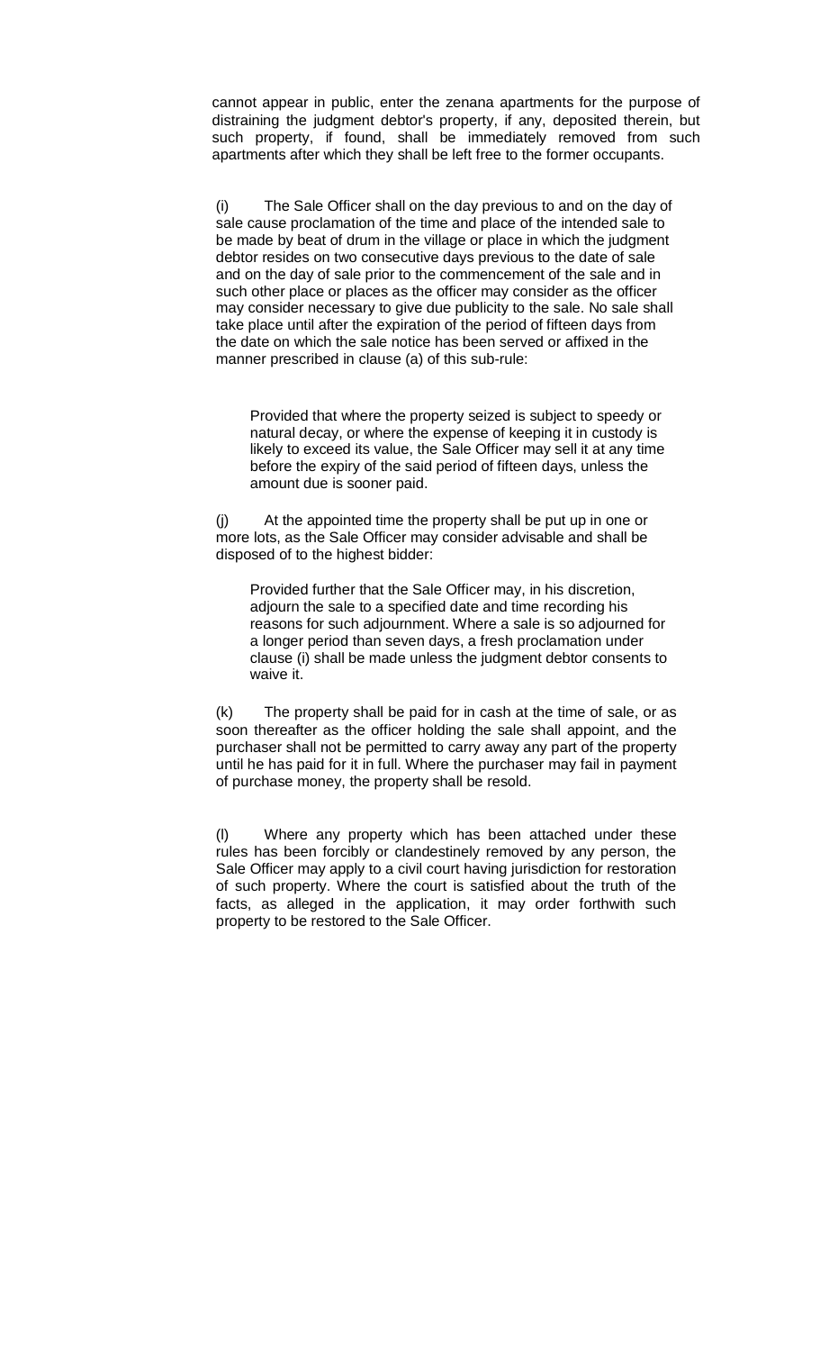cannot appear in public, enter the zenana apartments for the purpose of distraining the judgment debtor's property, if any, deposited therein, but such property, if found, shall be immediately removed from such apartments after which they shall be left free to the former occupants.

(i) The Sale Officer shall on the day previous to and on the day of sale cause proclamation of the time and place of the intended sale to be made by beat of drum in the village or place in which the judgment debtor resides on two consecutive days previous to the date of sale and on the day of sale prior to the commencement of the sale and in such other place or places as the officer may consider as the officer may consider necessary to give due publicity to the sale. No sale shall take place until after the expiration of the period of fifteen days from the date on which the sale notice has been served or affixed in the manner prescribed in clause (a) of this sub-rule:

> Provided that where the property seized is subject to speedy or natural decay, or where the expense of keeping it in custody is likely to exceed its value, the Sale Officer may sell it at any time before the expiry of the said period of fifteen days, unless the amount due is sooner paid.

(j) At the appointed time the property shall be put up in one or more lots, as the Sale Officer may consider advisable and shall be disposed of to the highest bidder:

> Provided further that the Sale Officer may, in his discretion, adjourn the sale to a specified date and time recording his reasons for such adjournment. Where a sale is so adjourned for a longer period than seven days, a fresh proclamation under clause (i) shall be made unless the judgment debtor consents to waive it.

(k) The property shall be paid for in cash at the time of sale, or as soon thereafter as the officer holding the sale shall appoint, and the purchaser shall not be permitted to carry away any part of the property until he has paid for it in full. Where the purchaser may fail in payment of purchase money, the property shall be resold.

(l) Where any property which has been attached under these rules has been forcibly or clandestinely removed by any person, the Sale Officer may apply to a civil court having jurisdiction for restoration of such property. Where the court is satisfied about the truth of the facts, as alleged in the application, it may order forthwith such property to be restored to the Sale Officer.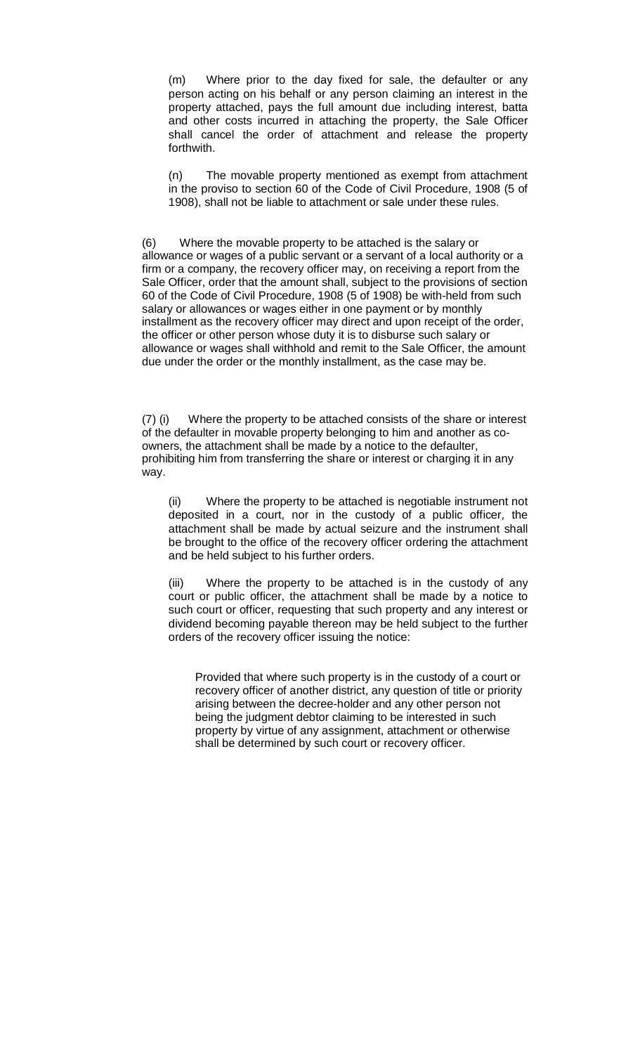(m) Where prior to the day fixed for sale, the defaulter or any person acting on his behalf or any person claiming an interest in the property attached, pays the full amount due including interest, batta and other costs incurred in attaching the property, the Sale Officer shall cancel the order of attachment and release the property forthwith.

(n) The movable property mentioned as exempt from attachment in the proviso to section 60 of the Code of Civil Procedure, 1908 (5 of 1908), shall not be liable to attachment or sale under these rules.

(6) Where the movable property to be attached is the salary or allowance or wages of a public servant or a servant of a local authority or a firm or a company, the recovery officer may, on receiving a report from the Sale Officer, order that the amount shall, subject to the provisions of section 60 of the Code of Civil Procedure, 1908 (5 of 1908) be with-held from such salary or allowances or wages either in one payment or by monthly installment as the recovery officer may direct and upon receipt of the order, the officer or other person whose duty it is to disburse such salary or allowance or wages shall withhold and remit to the Sale Officer, the amount due under the order or the monthly installment, as the case may be.

(7) (i) Where the property to be attached consists of the share or interest of the defaulter in movable property belonging to him and another as co-owners, the attachment shall be made by a notice to the defaulter, prohibiting him from transferring the share or interest or charging it in any way.

(ii) Where the property to be attached is negotiable instrument not deposited in a court, nor in the custody of a public officer, the attachment shall be made by actual seizure and the instrument shall be brought to the office of the recovery officer ordering the attachment and be held subject to his further orders.

(iii) Where the property to be attached is in the custody of any court or public officer, the attachment shall be made by a notice to such court or officer, requesting that such property and any interest or dividend becoming payable thereon may be held subject to the further orders of the recovery officer issuing the notice:

Provided that where such property is in the custody of a court or recovery officer of another district, any question of title or priority arising between the decree-holder and any other person not being the judgment debtor claiming to be interested in such property by virtue of any assignment, attachment or otherwise shall be determined by such court or recovery officer.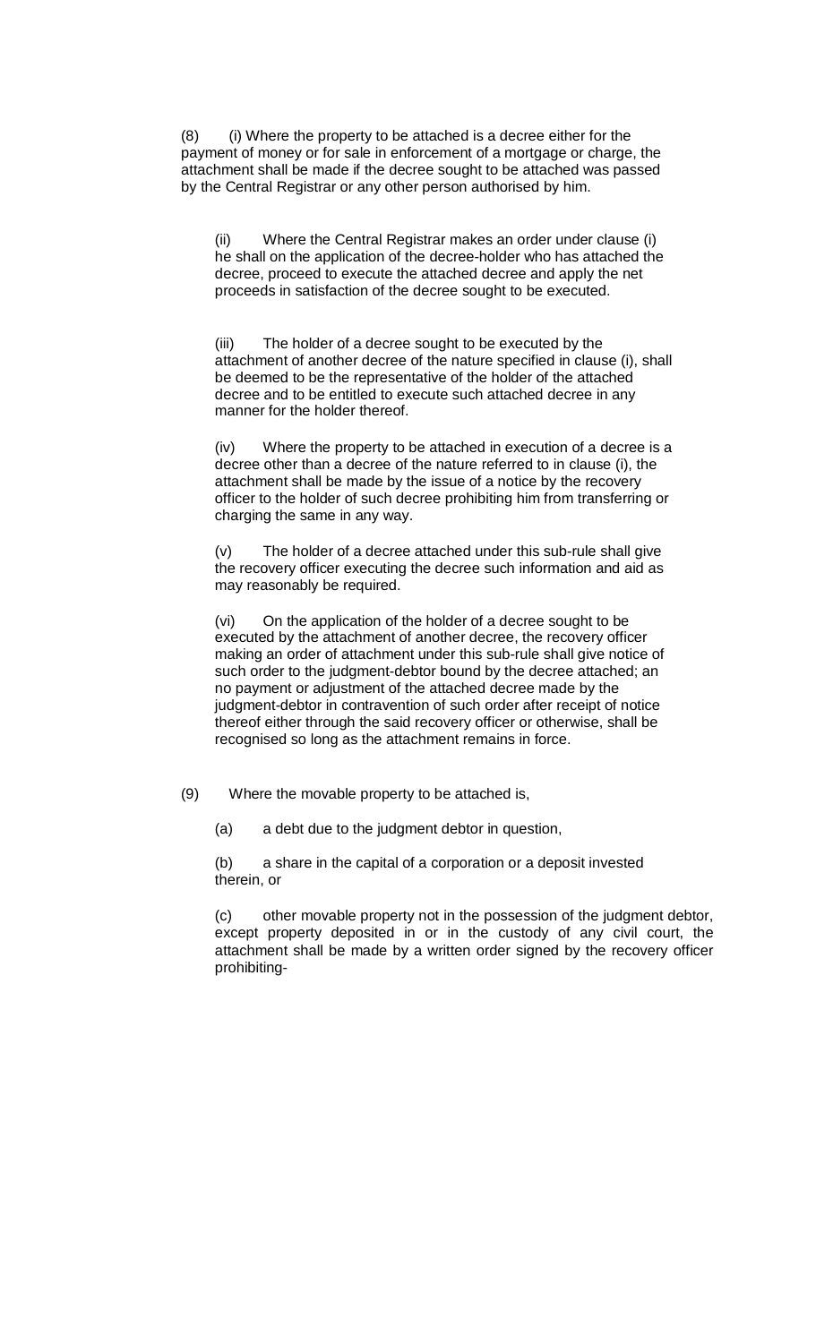(8) (i) Where the property to be attached is a decree either for the payment of money or for sale in enforcement of a mortgage or charge, the attachment shall be made if the decree sought to be attached was passed by the Central Registrar or any other person authorised by him.

(ii) Where the Central Registrar makes an order under clause (i) he shall on the application of the decree-holder who has attached the decree, proceed to execute the attached decree and apply the net proceeds in satisfaction of the decree sought to be executed.

(iii) The holder of a decree sought to be executed by the attachment of another decree of the nature specified in clause (i), shall be deemed to be the representative of the holder of the attached decree and to be entitled to execute such attached decree in any manner for the holder thereof.

(iv) Where the property to be attached in execution of a decree is a decree other than a decree of the nature referred to in clause (i), the attachment shall be made by the issue of a notice by the recovery officer to the holder of such decree prohibiting him from transferring or charging the same in any way.

(v) The holder of a decree attached under this sub-rule shall give the recovery officer executing the decree such information and aid as may reasonably be required.

(vi) On the application of the holder of a decree sought to be executed by the attachment of another decree, the recovery officer making an order of attachment under this sub-rule shall give notice of such order to the judgment-debtor bound by the decree attached; an no payment or adjustment of the attached decree made by the judgment-debtor in contravention of such order after receipt of notice thereof either through the said recovery officer or otherwise, shall be recognised so long as the attachment remains in force.

(9) Where the movable property to be attached is,

(a) a debt due to the judgment debtor in question,

(b) a share in the capital of a corporation or a deposit invested therein, or

(c) other movable property not in the possession of the judgment debtor, except property deposited in or in the custody of any civil court, the attachment shall be made by a written order signed by the recovery officer prohibiting-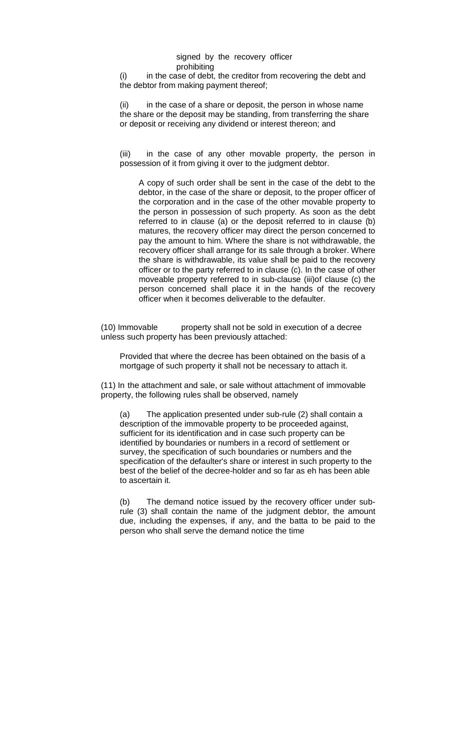signed by the recovery officer prohibiting

(i) in the case of debt, the creditor from recovering the debt and the debtor from making payment thereof;

(ii) in the case of a share or deposit, the person in whose name the share or the deposit may be standing, from transferring the share or deposit or receiving any dividend or interest thereon; and

(iii) in the case of any other movable property, the person in possession of it from giving it over to the judgment debtor.

A copy of such order shall be sent in the case of the debt to the debtor, in the case of the share or deposit, to the proper officer of the corporation and in the case of the other movable property to the person in possession of such property. As soon as the debt referred to in clause (a) or the deposit referred to in clause (b) matures, the recovery officer may direct the person concerned to pay the amount to him. Where the share is not withdrawable, the recovery officer shall arrange for its sale through a broker. Where the share is withdrawable, its value shall be paid to the recovery officer or to the party referred to in clause (c). In the case of other moveable property referred to in sub-clause (iii)of clause (c) the person concerned shall place it in the hands of the recovery officer when it becomes deliverable to the defaulter.

(10) Immovable property shall not be sold in execution of a decree unless such property has been previously attached:

Provided that where the decree has been obtained on the basis of a mortgage of such property it shall not be necessary to attach it.

(11) In the attachment and sale, or sale without attachment of immovable property, the following rules shall be observed, namely

(a) The application presented under sub-rule (2) shall contain a description of the immovable property to be proceeded against, sufficient for its identification and in case such property can be identified by boundaries or numbers in a record of settlement or survey, the specification of such boundaries or numbers and the specification of the defaulter's share or interest in such property to the best of the belief of the decree-holder and so far as eh has been able to ascertain it.

(b) The demand notice issued by the recovery officer under sub-rule (3) shall contain the name of the judgment debtor, the amount due, including the expenses, if any, and the batta to be paid to the person who shall serve the demand notice the time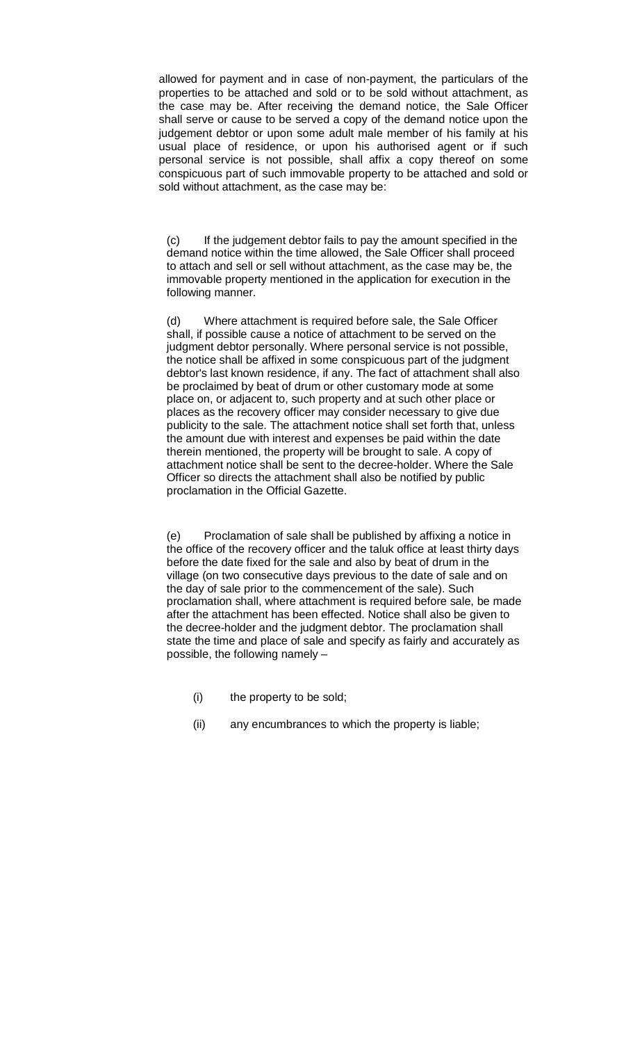allowed for payment and in case of non-payment, the particulars of the properties to be attached and sold or to be sold without attachment, as the case may be. After receiving the demand notice, the Sale Officer shall serve or cause to be served a copy of the demand notice upon the judgement debtor or upon some adult male member of his family at his usual place of residence, or upon his authorised agent or if such personal service is not possible, shall affix a copy thereof on some conspicuous part of such immovable property to be attached and sold or sold without attachment, as the case may be:

(c) If the judgement debtor fails to pay the amount specified in the demand notice within the time allowed, the Sale Officer shall proceed to attach and sell or sell without attachment, as the case may be, the immovable property mentioned in the application for execution in the following manner.

(d) Where attachment is required before sale, the Sale Officer shall, if possible cause a notice of attachment to be served on the judgment debtor personally. Where personal service is not possible, the notice shall be affixed in some conspicuous part of the judgment debtor's last known residence, if any. The fact of attachment shall also be proclaimed by beat of drum or other customary mode at some place on, or adjacent to, such property and at such other place or places as the recovery officer may consider necessary to give due publicity to the sale. The attachment notice shall set forth that, unless the amount due with interest and expenses be paid within the date therein mentioned, the property will be brought to sale. A copy of attachment notice shall be sent to the decree-holder. Where the Sale Officer so directs the attachment shall also be notified by public proclamation in the Official Gazette.

(e) Proclamation of sale shall be published by affixing a notice in the office of the recovery officer and the taluk office at least thirty days before the date fixed for the sale and also by beat of drum in the village (on two consecutive days previous to the date of sale and on the day of sale prior to the commencement of the sale). Such proclamation shall, where attachment is required before sale, be made after the attachment has been effected. Notice shall also be given to the decree-holder and the judgment debtor. The proclamation shall state the time and place of sale and specify as fairly and accurately as possible, the following namely –

- (i) the property to be sold;
- (ii) any encumbrances to which the property is liable;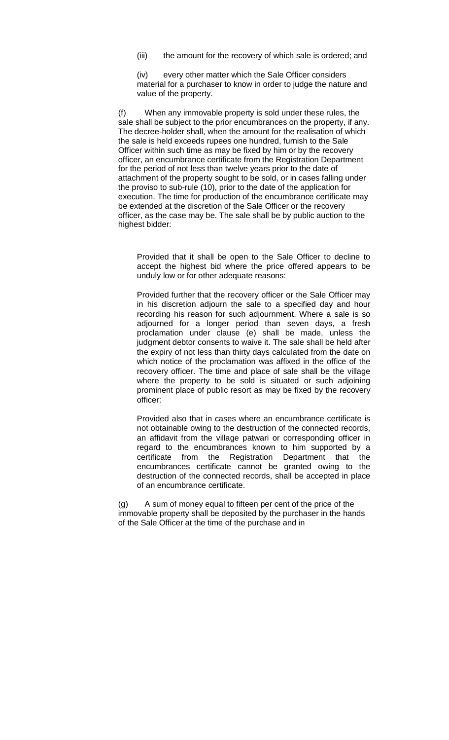(iii) the amount for the recovery of which sale is ordered; and

(iv) every other matter which the Sale Officer considers material for a purchaser to know in order to judge the nature and value of the property.

(f) When any immovable property is sold under these rules, the sale shall be subject to the prior encumbrances on the property, if any. The decree-holder shall, when the amount for the realisation of which the sale is held exceeds rupees one hundred, furnish to the Sale Officer within such time as may be fixed by him or by the recovery officer, an encumbrance certificate from the Registration Department for the period of not less than twelve years prior to the date of attachment of the property sought to be sold, or in cases falling under the proviso to sub-rule (10), prior to the date of the application for execution. The time for production of the encumbrance certificate may be extended at the discretion of the Sale Officer or the recovery officer, as the case may be. The sale shall be by public auction to the highest bidder:

> Provided that it shall be open to the Sale Officer to decline to accept the highest bid where the price offered appears to be unduly low or for other adequate reasons:
>
> Provided further that the recovery officer or the Sale Officer may in his discretion adjourn the sale to a specified day and hour recording his reason for such adjournment. Where a sale is so adjourned for a longer period than seven days, a fresh proclamation under clause (e) shall be made, unless the judgment debtor consents to waive it. The sale shall be held after the expiry of not less than thirty days calculated from the date on which notice of the proclamation was affixed in the office of the recovery officer. The time and place of sale shall be the village where the property to be sold is situated or such adjoining prominent place of public resort as may be fixed by the recovery officer:
>
> Provided also that in cases where an encumbrance certificate is not obtainable owing to the destruction of the connected records, an affidavit from the village patwari or corresponding officer in regard to the encumbrances known to him supported by a certificate from the Registration Department that the encumbrances certificate cannot be granted owing to the destruction of the connected records, shall be accepted in place of an encumbrance certificate.

(g) A sum of money equal to fifteen per cent of the price of the immovable property shall be deposited by the purchaser in the hands of the Sale Officer at the time of the purchase and in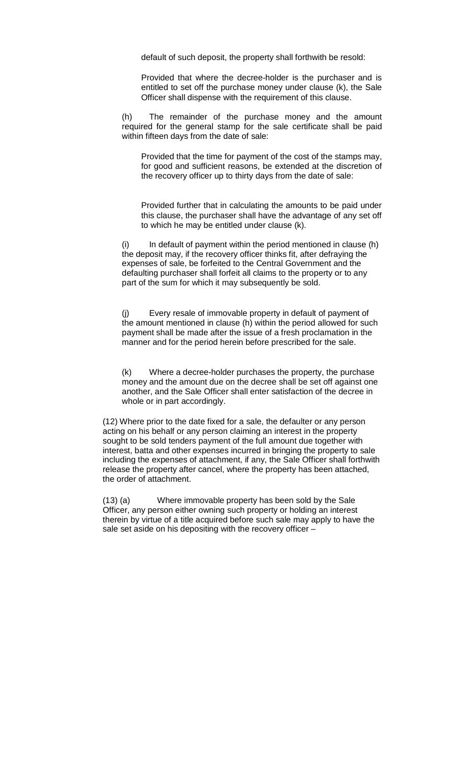default of such deposit, the property shall forthwith be resold:

Provided that where the decree-holder is the purchaser and is entitled to set off the purchase money under clause (k), the Sale Officer shall dispense with the requirement of this clause.

(h) The remainder of the purchase money and the amount required for the general stamp for the sale certificate shall be paid within fifteen days from the date of sale:

Provided that the time for payment of the cost of the stamps may, for good and sufficient reasons, be extended at the discretion of the recovery officer up to thirty days from the date of sale:

Provided further that in calculating the amounts to be paid under this clause, the purchaser shall have the advantage of any set off to which he may be entitled under clause (k).

(i) In default of payment within the period mentioned in clause (h) the deposit may, if the recovery officer thinks fit, after defraying the expenses of sale, be forfeited to the Central Government and the defaulting purchaser shall forfeit all claims to the property or to any part of the sum for which it may subsequently be sold.

(j) Every resale of immovable property in default of payment of the amount mentioned in clause (h) within the period allowed for such payment shall be made after the issue of a fresh proclamation in the manner and for the period herein before prescribed for the sale.

(k) Where a decree-holder purchases the property, the purchase money and the amount due on the decree shall be set off against one another, and the Sale Officer shall enter satisfaction of the decree in whole or in part accordingly.

(12) Where prior to the date fixed for a sale, the defaulter or any person acting on his behalf or any person claiming an interest in the property sought to be sold tenders payment of the full amount due together with interest, batta and other expenses incurred in bringing the property to sale including the expenses of attachment, if any, the Sale Officer shall forthwith release the property after cancel, where the property has been attached, the order of attachment.

(13) (a) Where immovable property has been sold by the Sale Officer, any person either owning such property or holding an interest therein by virtue of a title acquired before such sale may apply to have the sale set aside on his depositing with the recovery officer –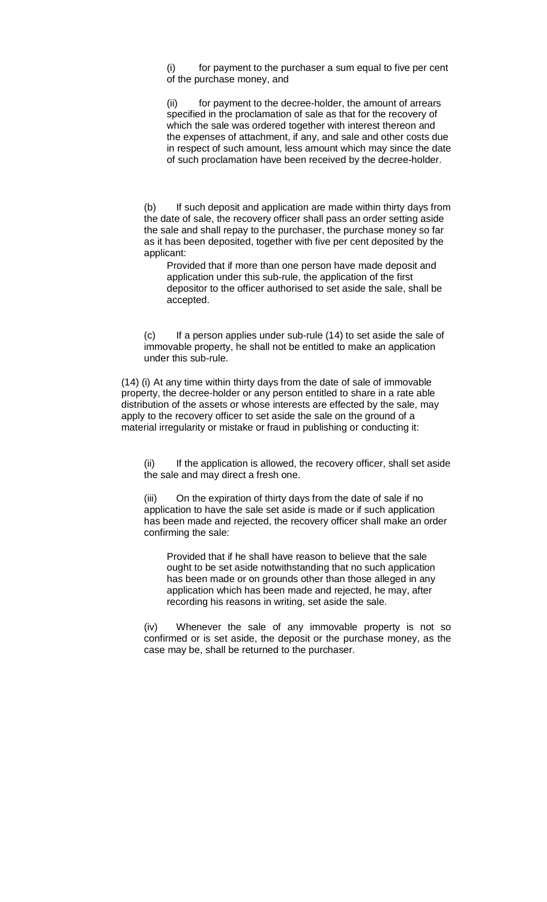(i) for payment to the purchaser a sum equal to five per cent of the purchase money, and

(ii) for payment to the decree-holder, the amount of arrears specified in the proclamation of sale as that for the recovery of which the sale was ordered together with interest thereon and the expenses of attachment, if any, and sale and other costs due in respect of such amount, less amount which may since the date of such proclamation have been received by the decree-holder.

(b) If such deposit and application are made within thirty days from the date of sale, the recovery officer shall pass an order setting aside the sale and shall repay to the purchaser, the purchase money so far as it has been deposited, together with five per cent deposited by the applicant:

Provided that if more than one person have made deposit and application under this sub-rule, the application of the first depositor to the officer authorised to set aside the sale, shall be accepted.

(c) If a person applies under sub-rule (14) to set aside the sale of immovable property, he shall not be entitled to make an application under this sub-rule.

(14) (i) At any time within thirty days from the date of sale of immovable property, the decree-holder or any person entitled to share in a rate able distribution of the assets or whose interests are effected by the sale, may apply to the recovery officer to set aside the sale on the ground of a material irregularity or mistake or fraud in publishing or conducting it:

(ii) If the application is allowed, the recovery officer, shall set aside the sale and may direct a fresh one.

(iii) On the expiration of thirty days from the date of sale if no application to have the sale set aside is made or if such application has been made and rejected, the recovery officer shall make an order confirming the sale:

Provided that if he shall have reason to believe that the sale ought to be set aside notwithstanding that no such application has been made or on grounds other than those alleged in any application which has been made and rejected, he may, after recording his reasons in writing, set aside the sale.

(iv) Whenever the sale of any immovable property is not so confirmed or is set aside, the deposit or the purchase money, as the case may be, shall be returned to the purchaser.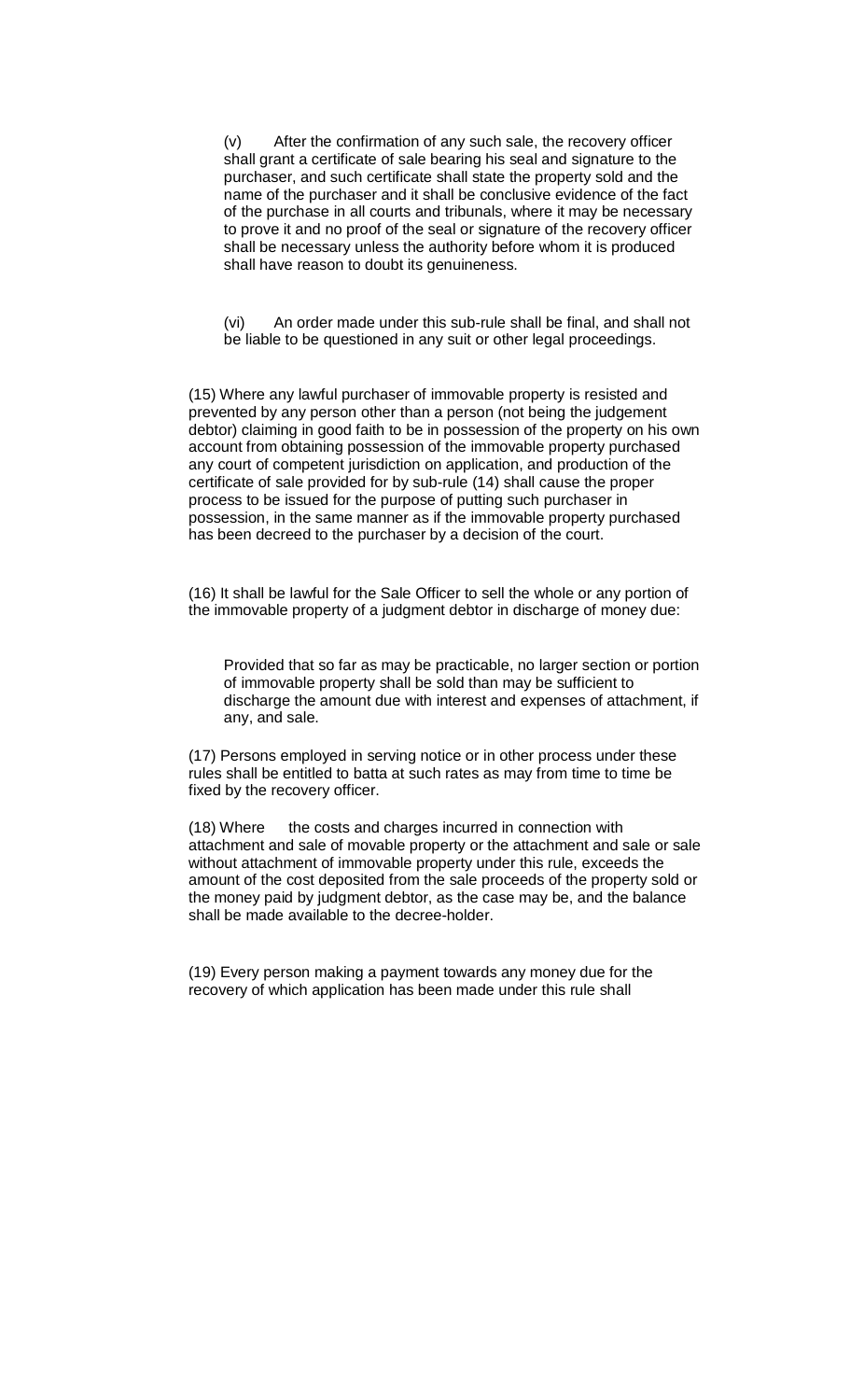(v) After the confirmation of any such sale, the recovery officer shall grant a certificate of sale bearing his seal and signature to the purchaser, and such certificate shall state the property sold and the name of the purchaser and it shall be conclusive evidence of the fact of the purchase in all courts and tribunals, where it may be necessary to prove it and no proof of the seal or signature of the recovery officer shall be necessary unless the authority before whom it is produced shall have reason to doubt its genuineness.

(vi) An order made under this sub-rule shall be final, and shall not be liable to be questioned in any suit or other legal proceedings.

(15) Where any lawful purchaser of immovable property is resisted and prevented by any person other than a person (not being the judgement debtor) claiming in good faith to be in possession of the property on his own account from obtaining possession of the immovable property purchased any court of competent jurisdiction on application, and production of the certificate of sale provided for by sub-rule (14) shall cause the proper process to be issued for the purpose of putting such purchaser in possession, in the same manner as if the immovable property purchased has been decreed to the purchaser by a decision of the court.

(16) It shall be lawful for the Sale Officer to sell the whole or any portion of the immovable property of a judgment debtor in discharge of money due:

Provided that so far as may be practicable, no larger section or portion of immovable property shall be sold than may be sufficient to discharge the amount due with interest and expenses of attachment, if any, and sale.

(17) Persons employed in serving notice or in other process under these rules shall be entitled to batta at such rates as may from time to time be fixed by the recovery officer.

(18) Where the costs and charges incurred in connection with attachment and sale of movable property or the attachment and sale or sale without attachment of immovable property under this rule, exceeds the amount of the cost deposited from the sale proceeds of the property sold or the money paid by judgment debtor, as the case may be, and the balance shall be made available to the decree-holder.

(19) Every person making a payment towards any money due for the recovery of which application has been made under this rule shall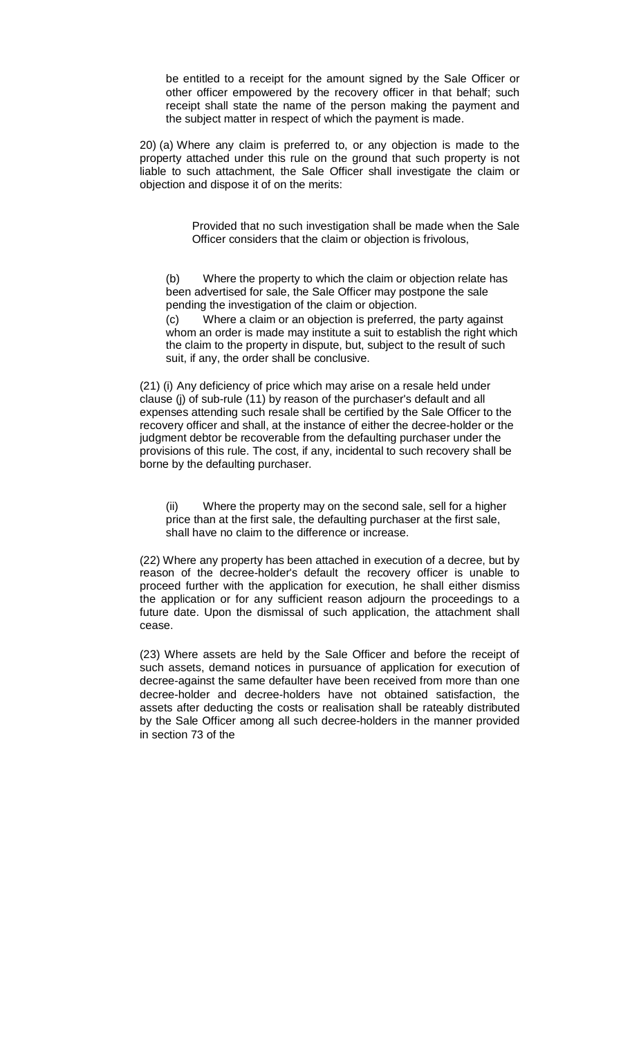be entitled to a receipt for the amount signed by the Sale Officer or other officer empowered by the recovery officer in that behalf; such receipt shall state the name of the person making the payment and the subject matter in respect of which the payment is made.

20) (a) Where any claim is preferred to, or any objection is made to the property attached under this rule on the ground that such property is not liable to such attachment, the Sale Officer shall investigate the claim or objection and dispose it of on the merits:

> Provided that no such investigation shall be made when the Sale Officer considers that the claim or objection is frivolous,

(b) Where the property to which the claim or objection relate has been advertised for sale, the Sale Officer may postpone the sale pending the investigation of the claim or objection.

(c) Where a claim or an objection is preferred, the party against whom an order is made may institute a suit to establish the right which the claim to the property in dispute, but, subject to the result of such suit, if any, the order shall be conclusive.

(21) (i) Any deficiency of price which may arise on a resale held under clause (j) of sub-rule (11) by reason of the purchaser's default and all expenses attending such resale shall be certified by the Sale Officer to the recovery officer and shall, at the instance of either the decree-holder or the judgment debtor be recoverable from the defaulting purchaser under the provisions of this rule. The cost, if any, incidental to such recovery shall be borne by the defaulting purchaser.

(ii) Where the property may on the second sale, sell for a higher price than at the first sale, the defaulting purchaser at the first sale, shall have no claim to the difference or increase.

(22) Where any property has been attached in execution of a decree, but by reason of the decree-holder's default the recovery officer is unable to proceed further with the application for execution, he shall either dismiss the application or for any sufficient reason adjourn the proceedings to a future date. Upon the dismissal of such application, the attachment shall cease.

(23) Where assets are held by the Sale Officer and before the receipt of such assets, demand notices in pursuance of application for execution of decree-against the same defaulter have been received from more than one decree-holder and decree-holders have not obtained satisfaction, the assets after deducting the costs or realisation shall be rateably distributed by the Sale Officer among all such decree-holders in the manner provided in section 73 of the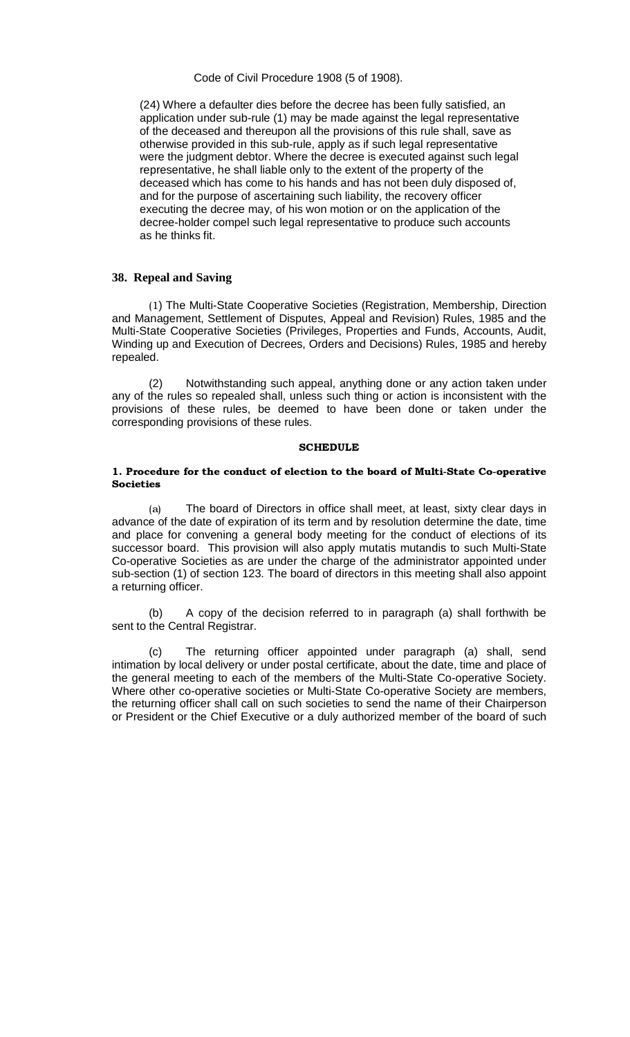Code of Civil Procedure 1908 (5 of 1908).

(24) Where a defaulter dies before the decree has been fully satisfied, an application under sub-rule (1) may be made against the legal representative of the deceased and thereupon all the provisions of this rule shall, save as otherwise provided in this sub-rule, apply as if such legal representative were the judgment debtor. Where the decree is executed against such legal representative, he shall liable only to the extent of the property of the deceased which has come to his hands and has not been duly disposed of, and for the purpose of ascertaining such liability, the recovery officer executing the decree may, of his won motion or on the application of the decree-holder compel such legal representative to produce such accounts as he thinks fit.

## 38. Repeal and Saving

(1) The Multi-State Cooperative Societies (Registration, Membership, Direction and Management, Settlement of Disputes, Appeal and Revision) Rules, 1985 and the Multi-State Cooperative Societies (Privileges, Properties and Funds, Accounts, Audit, Winding up and Execution of Decrees, Orders and Decisions) Rules, 1985 and hereby repealed.

(2) Notwithstanding such appeal, anything done or any action taken under any of the rules so repealed shall, unless such thing or action is inconsistent with the provisions of these rules, be deemed to have been done or taken under the corresponding provisions of these rules.

## SCHEDULE

### 1. Procedure for the conduct of election to the board of Multi-State Co-operative Societies

(a) The board of Directors in office shall meet, at least, sixty clear days in advance of the date of expiration of its term and by resolution determine the date, time and place for convening a general body meeting for the conduct of elections of its successor board. This provision will also apply mutatis mutandis to such Multi-State Co-operative Societies as are under the charge of the administrator appointed under sub-section (1) of section 123. The board of directors in this meeting shall also appoint a returning officer.

(b) A copy of the decision referred to in paragraph (a) shall forthwith be sent to the Central Registrar.

(c) The returning officer appointed under paragraph (a) shall, send intimation by local delivery or under postal certificate, about the date, time and place of the general meeting to each of the members of the Multi-State Co-operative Society. Where other co-operative societies or Multi-State Co-operative Society are members, the returning officer shall call on such societies to send the name of their Chairperson or President or the Chief Executive or a duly authorized member of the board of such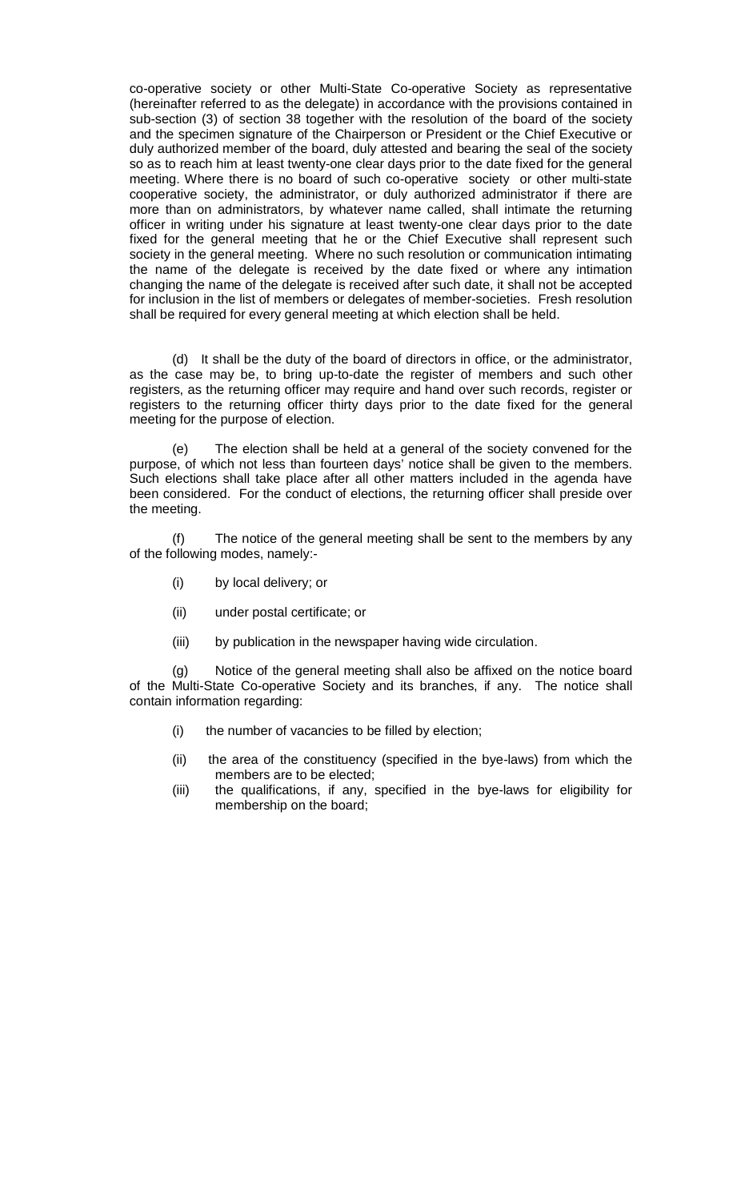co-operative society or other Multi-State Co-operative Society as representative (hereinafter referred to as the delegate) in accordance with the provisions contained in sub-section (3) of section 38 together with the resolution of the board of the society and the specimen signature of the Chairperson or President or the Chief Executive or duly authorized member of the board, duly attested and bearing the seal of the society so as to reach him at least twenty-one clear days prior to the date fixed for the general meeting. Where there is no board of such co-operative society or other multi-state cooperative society, the administrator, or duly authorized administrator if there are more than on administrators, by whatever name called, shall intimate the returning officer in writing under his signature at least twenty-one clear days prior to the date fixed for the general meeting that he or the Chief Executive shall represent such society in the general meeting. Where no such resolution or communication intimating the name of the delegate is received by the date fixed or where any intimation changing the name of the delegate is received after such date, it shall not be accepted for inclusion in the list of members or delegates of member-societies. Fresh resolution shall be required for every general meeting at which election shall be held.

(d) It shall be the duty of the board of directors in office, or the administrator, as the case may be, to bring up-to-date the register of members and such other registers, as the returning officer may require and hand over such records, register or registers to the returning officer thirty days prior to the date fixed for the general meeting for the purpose of election.

(e) The election shall be held at a general of the society convened for the purpose, of which not less than fourteen days' notice shall be given to the members. Such elections shall take place after all other matters included in the agenda have been considered. For the conduct of elections, the returning officer shall preside over the meeting.

(f) The notice of the general meeting shall be sent to the members by any of the following modes, namely:-

- (i) by local delivery; or
- (ii) under postal certificate; or
- (iii) by publication in the newspaper having wide circulation.

(g) Notice of the general meeting shall also be affixed on the notice board of the Multi-State Co-operative Society and its branches, if any. The notice shall contain information regarding:

- (i) the number of vacancies to be filled by election;
- (ii) the area of the constituency (specified in the bye-laws) from which the members are to be elected;
- (iii) the qualifications, if any, specified in the bye-laws for eligibility for membership on the board;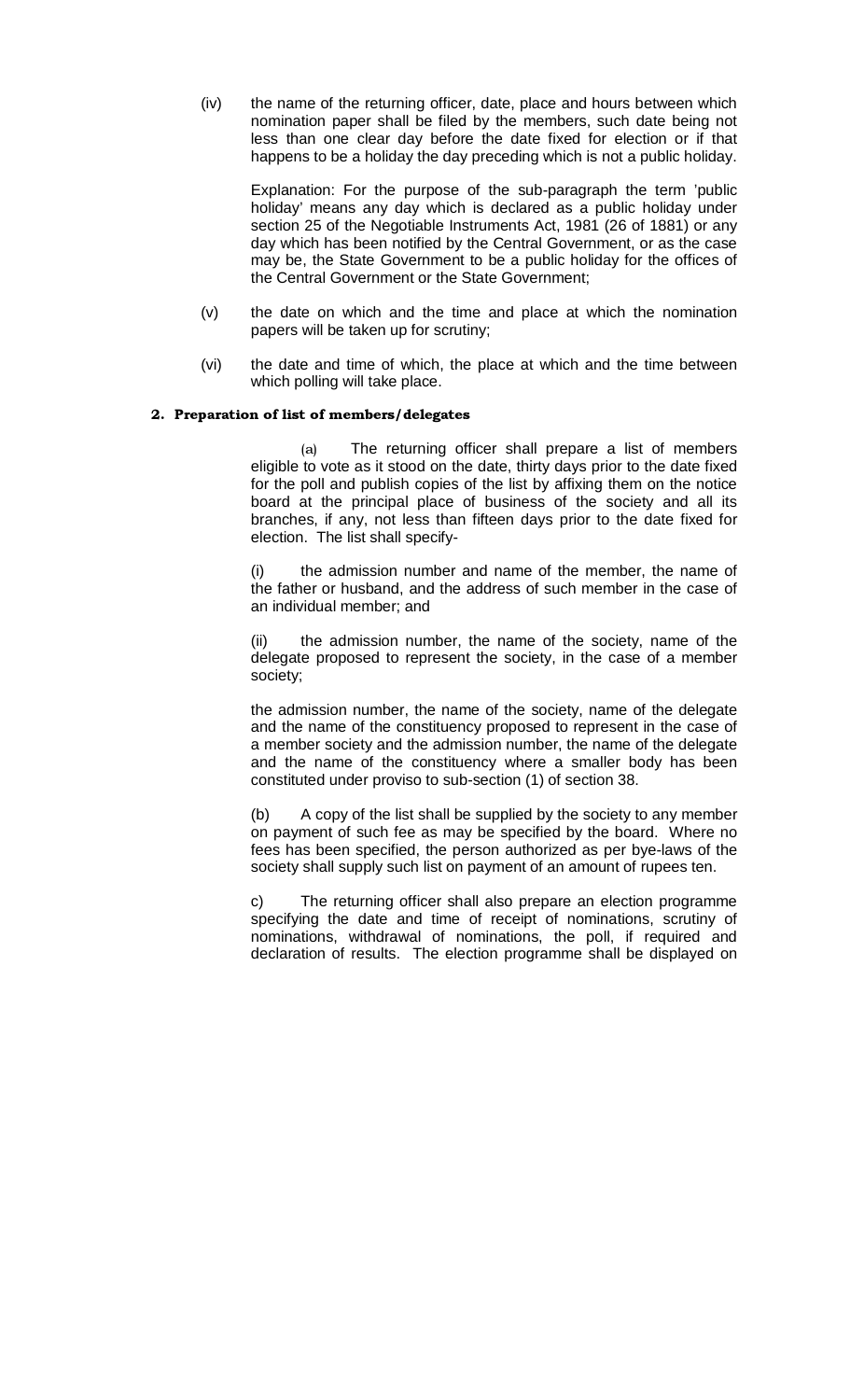(iv) the name of the returning officer, date, place and hours between which nomination paper shall be filed by the members, such date being not less than one clear day before the date fixed for election or if that happens to be a holiday the day preceding which is not a public holiday.

Explanation: For the purpose of the sub-paragraph the term 'public holiday' means any day which is declared as a public holiday under section 25 of the Negotiable Instruments Act, 1981 (26 of 1881) or any day which has been notified by the Central Government, or as the case may be, the State Government to be a public holiday for the offices of the Central Government or the State Government;

(v) the date on which and the time and place at which the nomination papers will be taken up for scrutiny;

(vi) the date and time of which, the place at which and the time between which polling will take place.

**2. Preparation of list of members/delegates**

(a) The returning officer shall prepare a list of members eligible to vote as it stood on the date, thirty days prior to the date fixed for the poll and publish copies of the list by affixing them on the notice board at the principal place of business of the society and all its branches, if any, not less than fifteen days prior to the date fixed for election. The list shall specify-

(i) the admission number and name of the member, the name of the father or husband, and the address of such member in the case of an individual member; and

(ii) the admission number, the name of the society, name of the delegate proposed to represent the society, in the case of a member society;

the admission number, the name of the society, name of the delegate and the name of the constituency proposed to represent in the case of a member society and the admission number, the name of the delegate and the name of the constituency where a smaller body has been constituted under proviso to sub-section (1) of section 38.

(b) A copy of the list shall be supplied by the society to any member on payment of such fee as may be specified by the board. Where no fees has been specified, the person authorized as per bye-laws of the society shall supply such list on payment of an amount of rupees ten.

c) The returning officer shall also prepare an election programme specifying the date and time of receipt of nominations, scrutiny of nominations, withdrawal of nominations, the poll, if required and declaration of results. The election programme shall be displayed on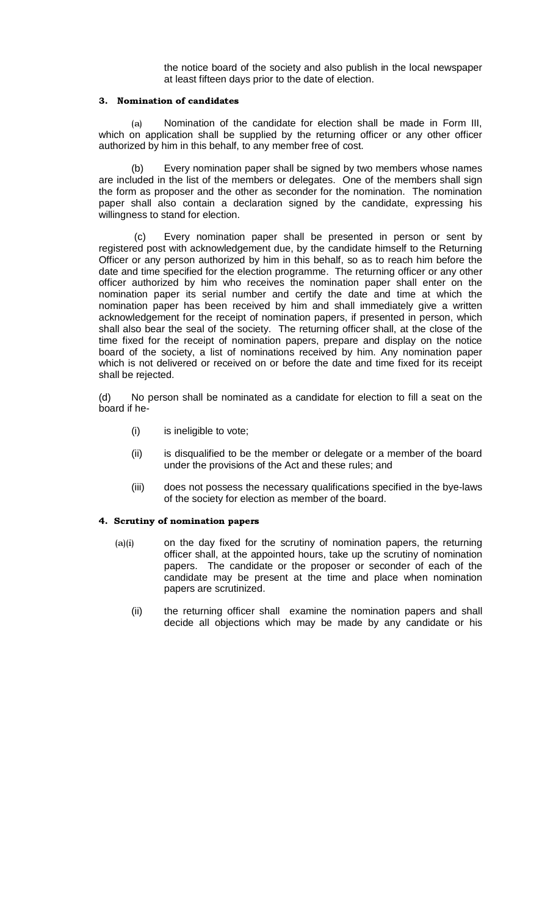the notice board of the society and also publish in the local newspaper at least fifteen days prior to the date of election.

**3. Nomination of candidates**

(a) Nomination of the candidate for election shall be made in Form III, which on application shall be supplied by the returning officer or any other officer authorized by him in this behalf, to any member free of cost.

(b) Every nomination paper shall be signed by two members whose names are included in the list of the members or delegates. One of the members shall sign the form as proposer and the other as seconder for the nomination. The nomination paper shall also contain a declaration signed by the candidate, expressing his willingness to stand for election.

(c) Every nomination paper shall be presented in person or sent by registered post with acknowledgement due, by the candidate himself to the Returning Officer or any person authorized by him in this behalf, so as to reach him before the date and time specified for the election programme. The returning officer or any other officer authorized by him who receives the nomination paper shall enter on the nomination paper its serial number and certify the date and time at which the nomination paper has been received by him and shall immediately give a written acknowledgement for the receipt of nomination papers, if presented in person, which shall also bear the seal of the society. The returning officer shall, at the close of the time fixed for the receipt of nomination papers, prepare and display on the notice board of the society, a list of nominations received by him. Any nomination paper which is not delivered or received on or before the date and time fixed for its receipt shall be rejected.

(d) No person shall be nominated as a candidate for election to fill a seat on the board if he-

(i) is ineligible to vote;

(ii) is disqualified to be the member or delegate or a member of the board under the provisions of the Act and these rules; and

(iii) does not possess the necessary qualifications specified in the bye-laws of the society for election as member of the board.

**4. Scrutiny of nomination papers**

(a)(i) on the day fixed for the scrutiny of nomination papers, the returning officer shall, at the appointed hours, take up the scrutiny of nomination papers. The candidate or the proposer or seconder of each of the candidate may be present at the time and place when nomination papers are scrutinized.

(ii) the returning officer shall examine the nomination papers and shall decide all objections which may be made by any candidate or his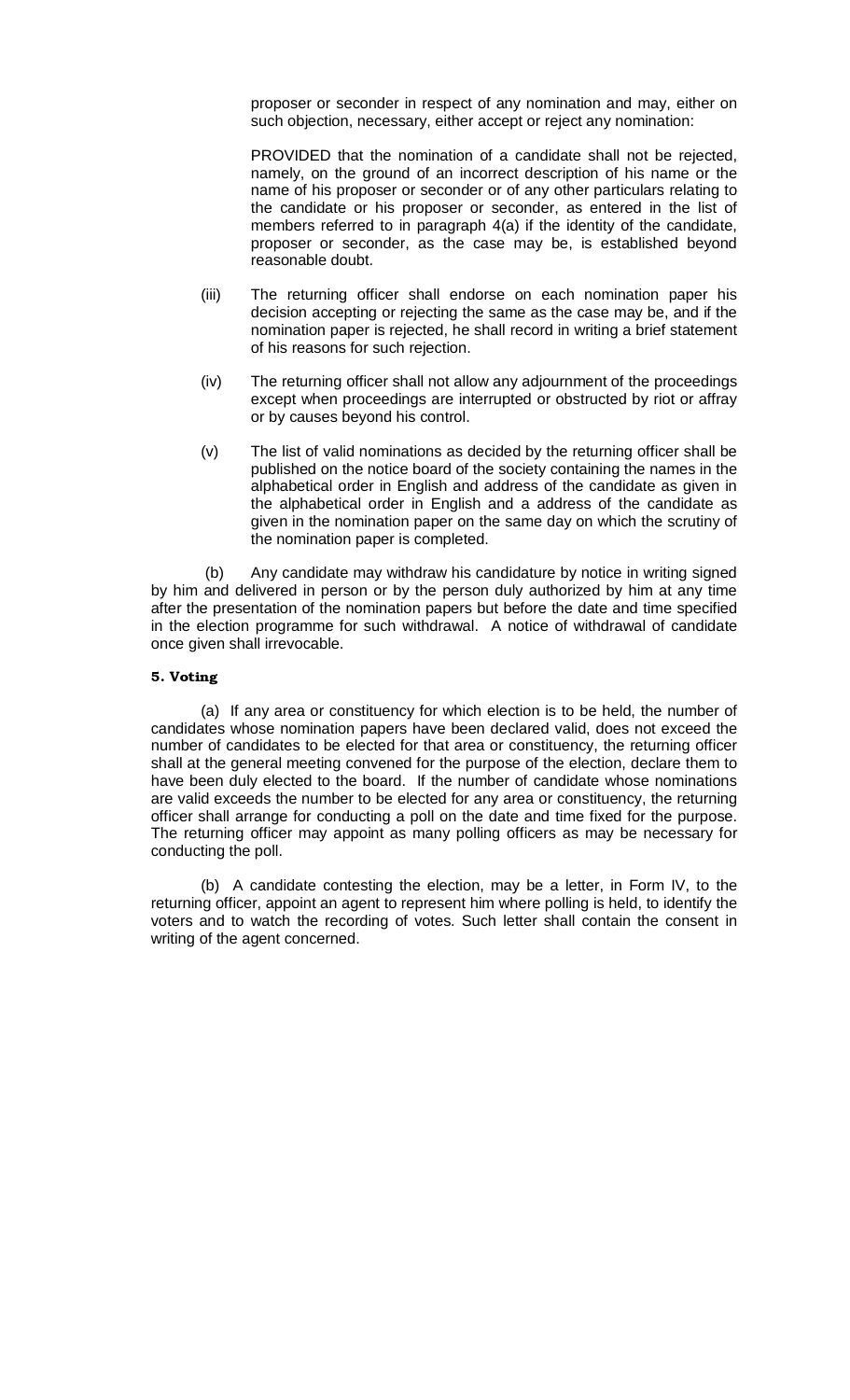proposer or seconder in respect of any nomination and may, either on such objection, necessary, either accept or reject any nomination:

PROVIDED that the nomination of a candidate shall not be rejected, namely, on the ground of an incorrect description of his name or the name of his proposer or seconder or of any other particulars relating to the candidate or his proposer or seconder, as entered in the list of members referred to in paragraph 4(a) if the identity of the candidate, proposer or seconder, as the case may be, is established beyond reasonable doubt.

(iii) The returning officer shall endorse on each nomination paper his decision accepting or rejecting the same as the case may be, and if the nomination paper is rejected, he shall record in writing a brief statement of his reasons for such rejection.

(iv) The returning officer shall not allow any adjournment of the proceedings except when proceedings are interrupted or obstructed by riot or affray or by causes beyond his control.

(v) The list of valid nominations as decided by the returning officer shall be published on the notice board of the society containing the names in the alphabetical order in English and address of the candidate as given in the alphabetical order in English and a address of the candidate as given in the nomination paper on the same day on which the scrutiny of the nomination paper is completed.

(b) Any candidate may withdraw his candidature by notice in writing signed by him and delivered in person or by the person duly authorized by him at any time after the presentation of the nomination papers but before the date and time specified in the election programme for such withdrawal. A notice of withdrawal of candidate once given shall irrevocable.

**5. Voting**

(a) If any area or constituency for which election is to be held, the number of candidates whose nomination papers have been declared valid, does not exceed the number of candidates to be elected for that area or constituency, the returning officer shall at the general meeting convened for the purpose of the election, declare them to have been duly elected to the board. If the number of candidate whose nominations are valid exceeds the number to be elected for any area or constituency, the returning officer shall arrange for conducting a poll on the date and time fixed for the purpose. The returning officer may appoint as many polling officers as may be necessary for conducting the poll.

(b) A candidate contesting the election, may be a letter, in Form IV, to the returning officer, appoint an agent to represent him where polling is held, to identify the voters and to watch the recording of votes. Such letter shall contain the consent in writing of the agent concerned.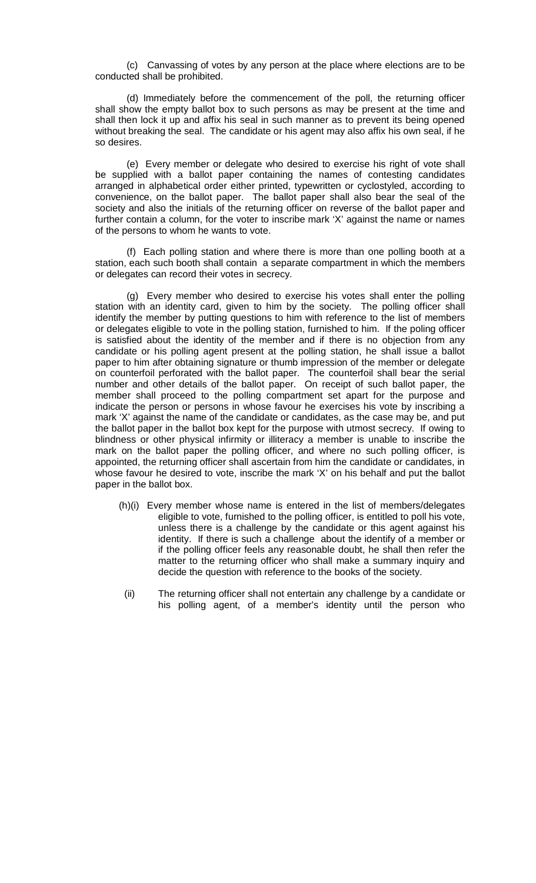(c) Canvassing of votes by any person at the place where elections are to be conducted shall be prohibited.

(d) Immediately before the commencement of the poll, the returning officer shall show the empty ballot box to such persons as may be present at the time and shall then lock it up and affix his seal in such manner as to prevent its being opened without breaking the seal. The candidate or his agent may also affix his own seal, if he so desires.

(e) Every member or delegate who desired to exercise his right of vote shall be supplied with a ballot paper containing the names of contesting candidates arranged in alphabetical order either printed, typewritten or cyclostyled, according to convenience, on the ballot paper. The ballot paper shall also bear the seal of the society and also the initials of the returning officer on reverse of the ballot paper and further contain a column, for the voter to inscribe mark 'X' against the name or names of the persons to whom he wants to vote.

(f) Each polling station and where there is more than one polling booth at a station, each such booth shall contain a separate compartment in which the members or delegates can record their votes in secrecy.

(g) Every member who desired to exercise his votes shall enter the polling station with an identity card, given to him by the society. The polling officer shall identify the member by putting questions to him with reference to the list of members or delegates eligible to vote in the polling station, furnished to him. If the poling officer is satisfied about the identity of the member and if there is no objection from any candidate or his polling agent present at the polling station, he shall issue a ballot paper to him after obtaining signature or thumb impression of the member or delegate on counterfoil perforated with the ballot paper. The counterfoil shall bear the serial number and other details of the ballot paper. On receipt of such ballot paper, the member shall proceed to the polling compartment set apart for the purpose and indicate the person or persons in whose favour he exercises his vote by inscribing a mark 'X' against the name of the candidate or candidates, as the case may be, and put the ballot paper in the ballot box kept for the purpose with utmost secrecy. If owing to blindness or other physical infirmity or illiteracy a member is unable to inscribe the mark on the ballot paper the polling officer, and where no such polling officer, is appointed, the returning officer shall ascertain from him the candidate or candidates, in whose favour he desired to vote, inscribe the mark 'X' on his behalf and put the ballot paper in the ballot box.

(h)(i) Every member whose name is entered in the list of members/delegates eligible to vote, furnished to the polling officer, is entitled to poll his vote, unless there is a challenge by the candidate or this agent against his identity. If there is such a challenge about the identify of a member or if the polling officer feels any reasonable doubt, he shall then refer the matter to the returning officer who shall make a summary inquiry and decide the question with reference to the books of the society.

(ii) The returning officer shall not entertain any challenge by a candidate or his polling agent, of a member's identity until the person who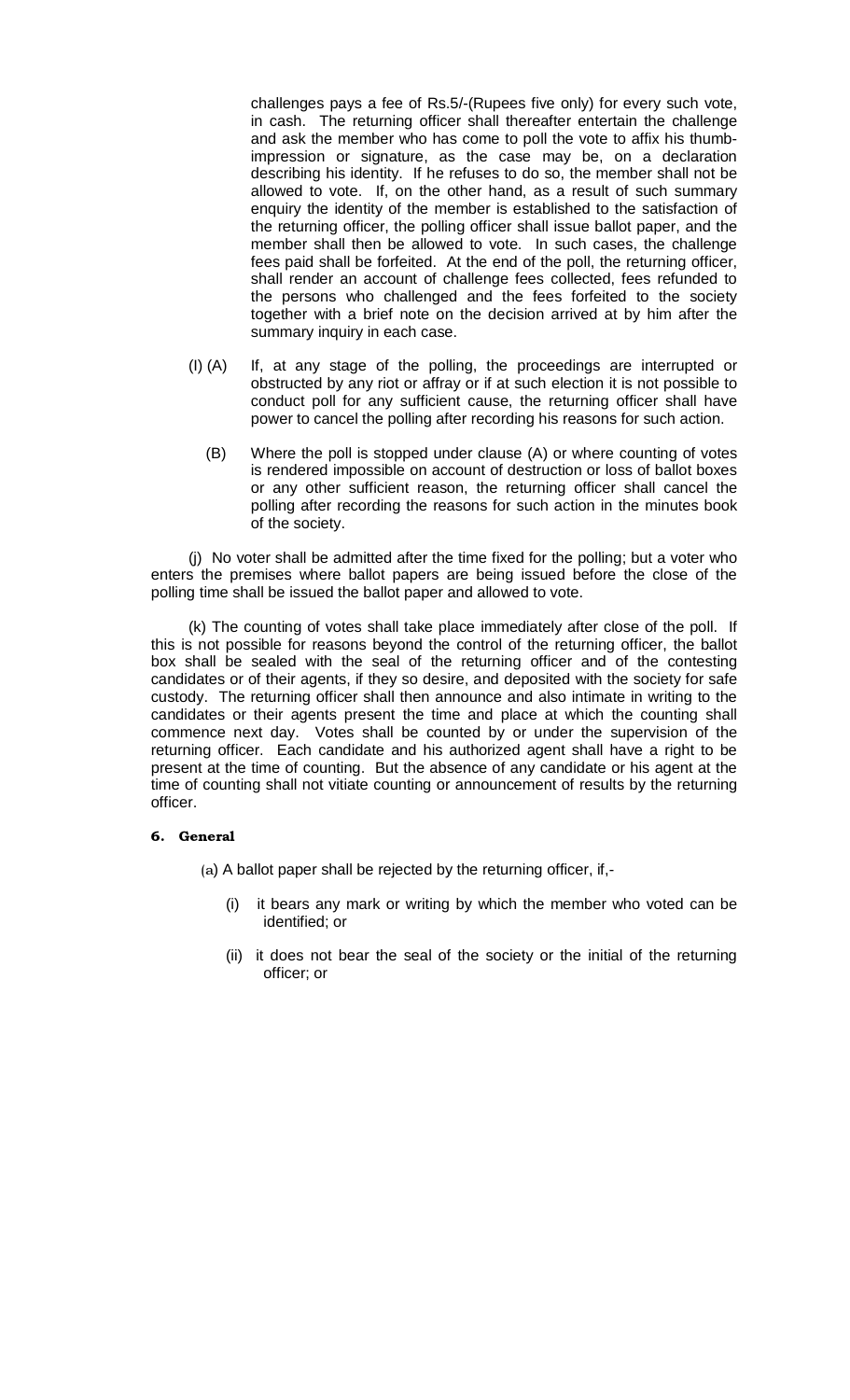challenges pays a fee of Rs.5/-(Rupees five only) for every such vote, in cash. The returning officer shall thereafter entertain the challenge and ask the member who has come to poll the vote to affix his thumb-impression or signature, as the case may be, on a declaration describing his identity. If he refuses to do so, the member shall not be allowed to vote. If, on the other hand, as a result of such summary enquiry the identity of the member is established to the satisfaction of the returning officer, the polling officer shall issue ballot paper, and the member shall then be allowed to vote. In such cases, the challenge fees paid shall be forfeited. At the end of the poll, the returning officer, shall render an account of challenge fees collected, fees refunded to the persons who challenged and the fees forfeited to the society together with a brief note on the decision arrived at by him after the summary inquiry in each case.

(I) (A) If, at any stage of the polling, the proceedings are interrupted or obstructed by any riot or affray or if at such election it is not possible to conduct poll for any sufficient cause, the returning officer shall have power to cancel the polling after recording his reasons for such action.

(B) Where the poll is stopped under clause (A) or where counting of votes is rendered impossible on account of destruction or loss of ballot boxes or any other sufficient reason, the returning officer shall cancel the polling after recording the reasons for such action in the minutes book of the society.

(j) No voter shall be admitted after the time fixed for the polling; but a voter who enters the premises where ballot papers are being issued before the close of the polling time shall be issued the ballot paper and allowed to vote.

(k) The counting of votes shall take place immediately after close of the poll. If this is not possible for reasons beyond the control of the returning officer, the ballot box shall be sealed with the seal of the returning officer and of the contesting candidates or of their agents, if they so desire, and deposited with the society for safe custody. The returning officer shall then announce and also intimate in writing to the candidates or their agents present the time and place at which the counting shall commence next day. Votes shall be counted by or under the supervision of the returning officer. Each candidate and his authorized agent shall have a right to be present at the time of counting. But the absence of any candidate or his agent at the time of counting shall not vitiate counting or announcement of results by the returning officer.

**6. General**

(a) A ballot paper shall be rejected by the returning officer, if,-

(i) it bears any mark or writing by which the member who voted can be identified; or

(ii) it does not bear the seal of the society or the initial of the returning officer; or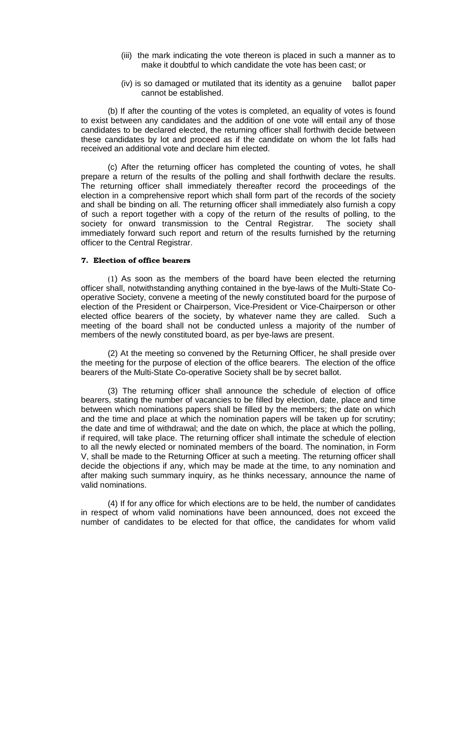(iii) the mark indicating the vote thereon is placed in such a manner as to make it doubtful to which candidate the vote has been cast; or

(iv) is so damaged or mutilated that its identity as a genuine ballot paper cannot be established.

(b) If after the counting of the votes is completed, an equality of votes is found to exist between any candidates and the addition of one vote will entail any of those candidates to be declared elected, the returning officer shall forthwith decide between these candidates by lot and proceed as if the candidate on whom the lot falls had received an additional vote and declare him elected.

(c) After the returning officer has completed the counting of votes, he shall prepare a return of the results of the polling and shall forthwith declare the results. The returning officer shall immediately thereafter record the proceedings of the election in a comprehensive report which shall form part of the records of the society and shall be binding on all. The returning officer shall immediately also furnish a copy of such a report together with a copy of the return of the results of polling, to the society for onward transmission to the Central Registrar. The society shall immediately forward such report and return of the results furnished by the returning officer to the Central Registrar.

**7. Election of office bearers**

(1) As soon as the members of the board have been elected the returning officer shall, notwithstanding anything contained in the bye-laws of the Multi-State Co-operative Society, convene a meeting of the newly constituted board for the purpose of election of the President or Chairperson, Vice-President or Vice-Chairperson or other elected office bearers of the society, by whatever name they are called. Such a meeting of the board shall not be conducted unless a majority of the number of members of the newly constituted board, as per bye-laws are present.

(2) At the meeting so convened by the Returning Officer, he shall preside over the meeting for the purpose of election of the office bearers. The election of the office bearers of the Multi-State Co-operative Society shall be by secret ballot.

(3) The returning officer shall announce the schedule of election of office bearers, stating the number of vacancies to be filled by election, date, place and time between which nominations papers shall be filled by the members; the date on which and the time and place at which the nomination papers will be taken up for scrutiny; the date and time of withdrawal; and the date on which, the place at which the polling, if required, will take place. The returning officer shall intimate the schedule of election to all the newly elected or nominated members of the board. The nomination, in Form V, shall be made to the Returning Officer at such a meeting. The returning officer shall decide the objections if any, which may be made at the time, to any nomination and after making such summary inquiry, as he thinks necessary, announce the name of valid nominations.

(4) If for any office for which elections are to be held, the number of candidates in respect of whom valid nominations have been announced, does not exceed the number of candidates to be elected for that office, the candidates for whom valid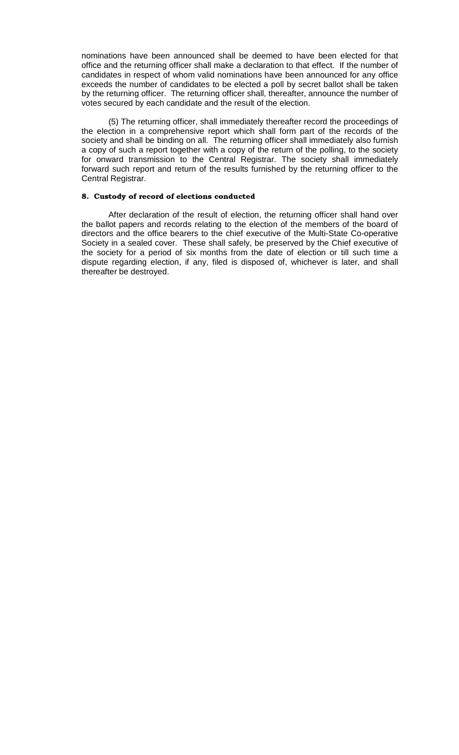nominations have been announced shall be deemed to have been elected for that office and the returning officer shall make a declaration to that effect. If the number of candidates in respect of whom valid nominations have been announced for any office exceeds the number of candidates to be elected a poll by secret ballot shall be taken by the returning officer. The returning officer shall, thereafter, announce the number of votes secured by each candidate and the result of the election.

(5) The returning officer, shall immediately thereafter record the proceedings of the election in a comprehensive report which shall form part of the records of the society and shall be binding on all. The returning officer shall immediately also furnish a copy of such a report together with a copy of the return of the polling, to the society for onward transmission to the Central Registrar. The society shall immediately forward such report and return of the results furnished by the returning officer to the Central Registrar.

**8. Custody of record of elections conducted**

After declaration of the result of election, the returning officer shall hand over the ballot papers and records relating to the election of the members of the board of directors and the office bearers to the chief executive of the Multi-State Co-operative Society in a sealed cover. These shall safely, be preserved by the Chief executive of the society for a period of six months from the date of election or till such time a dispute regarding election, if any, filed is disposed of, whichever is later, and shall thereafter be destroyed.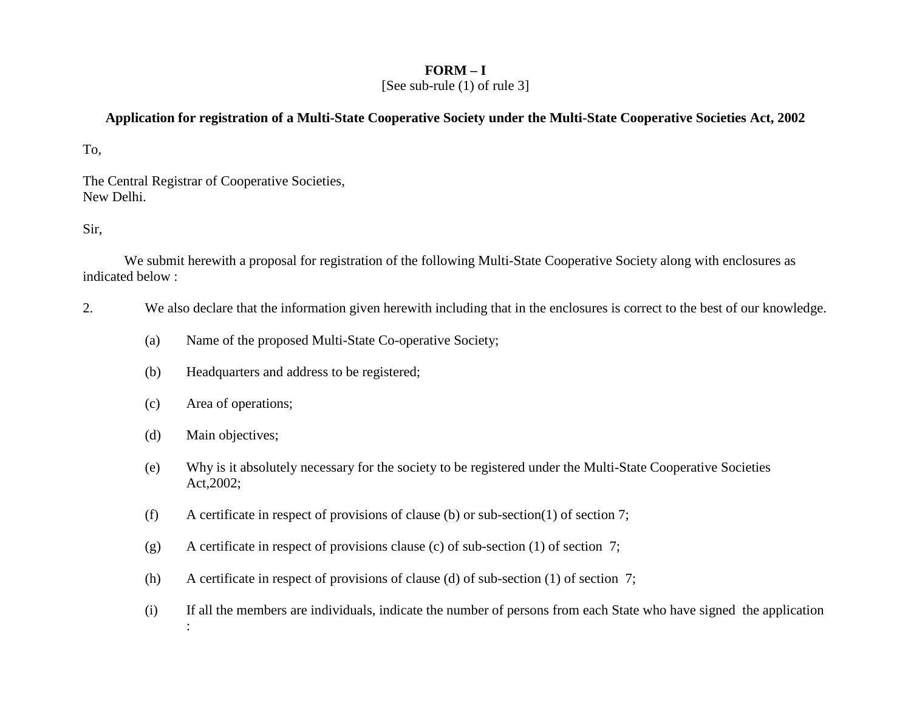**FORM – I**
[See sub-rule (1) of rule 3]

**Application for registration of a Multi-State Cooperative Society under the Multi-State Cooperative Societies Act, 2002**

To,

The Central Registrar of Cooperative Societies,
New Delhi.

Sir,

We submit herewith a proposal for registration of the following Multi-State Cooperative Society along with enclosures as indicated below :

2. We also declare that the information given herewith including that in the enclosures is correct to the best of our knowledge.

(a) Name of the proposed Multi-State Co-operative Society;

(b) Headquarters and address to be registered;

(c) Area of operations;

(d) Main objectives;

(e) Why is it absolutely necessary for the society to be registered under the Multi-State Cooperative Societies Act,2002;

(f) A certificate in respect of provisions of clause (b) or sub-section(1) of section 7;

(g) A certificate in respect of provisions clause (c) of sub-section (1) of section 7;

(h) A certificate in respect of provisions of clause (d) of sub-section (1) of section 7;

(i) If all the members are individuals, indicate the number of persons from each State who have signed the application :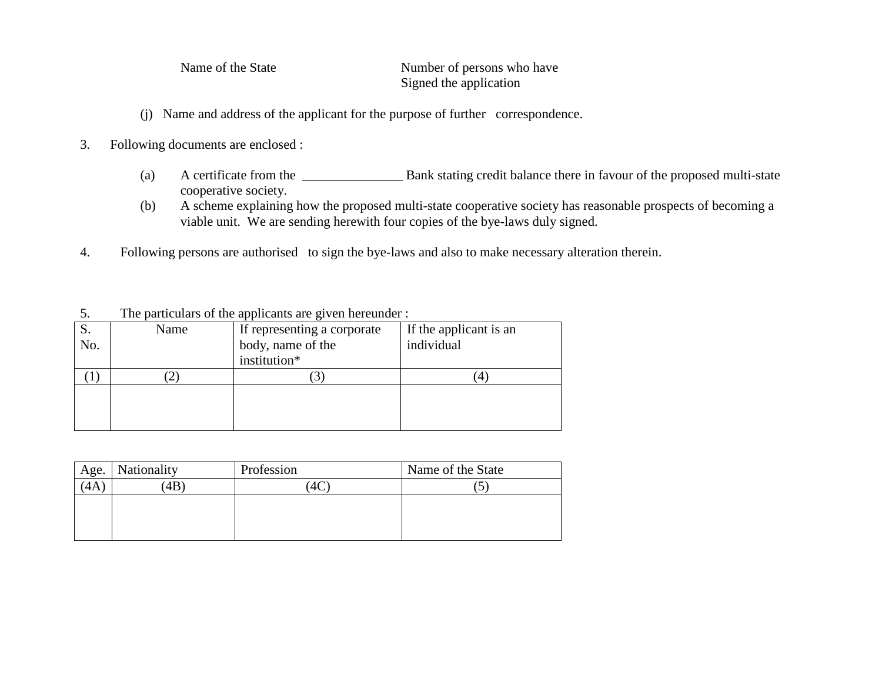| Name of the State | Number of persons who have Signed the application |
|---|---|

(j) Name and address of the applicant for the purpose of further correspondence.

3. Following documents are enclosed :

   (a) A certificate from the _______________ Bank stating credit balance there in favour of the proposed multi-state cooperative society.
   (b) A scheme explaining how the proposed multi-state cooperative society has reasonable prospects of becoming a viable unit. We are sending herewith four copies of the bye-laws duly signed.

4. Following persons are authorised to sign the bye-laws and also to make necessary alteration therein.

5. The particulars of the applicants are given hereunder :

| S. No. | Name | If representing a corporate body, name of the institution* | If the applicant is an individual |
|---|---|---|---|
| (1) | (2) | (3) | (4) |
| | | | |

| Age. | Nationality | Profession | Name of the State |
|---|---|---|---|
| (4A) | (4B) | (4C) | (5) |
| | | | |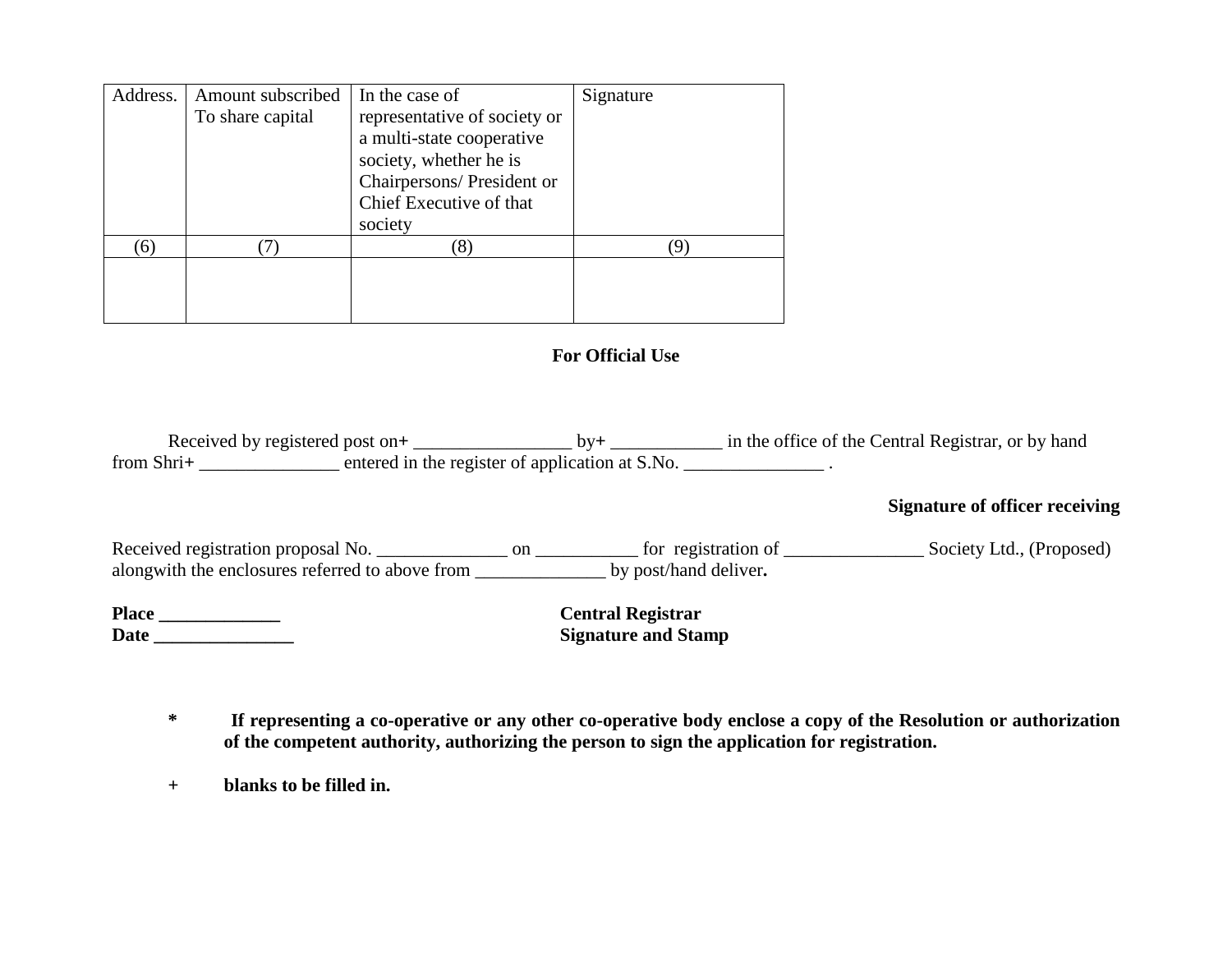| Address. | Amount subscribed To share capital | In the case of representative of society or a multi-state cooperative society, whether he is Chairpersons/ President or Chief Executive of that society | Signature |
|---|---|---|---|
| (6) | (7) | (8) | (9) |
| | | | |

**For Official Use**

Received by registered post on+ _________________ by+ ____________ in the office of the Central Registrar, or by hand from Shri+ _______________ entered in the register of application at S.No. _______________ .

**Signature of officer receiving**

Received registration proposal No. ______________ on ___________ for registration of _______________ Society Ltd., (Proposed) alongwith the enclosures referred to above from ______________ by post/hand deliver**.**

**Place _____________**
**Date _______________**

**Central Registrar**
**Signature and Stamp**

**\* If representing a co-operative or any other co-operative body enclose a copy of the Resolution or authorization of the competent authority, authorizing the person to sign the application for registration.**

\+ **blanks to be filled in.**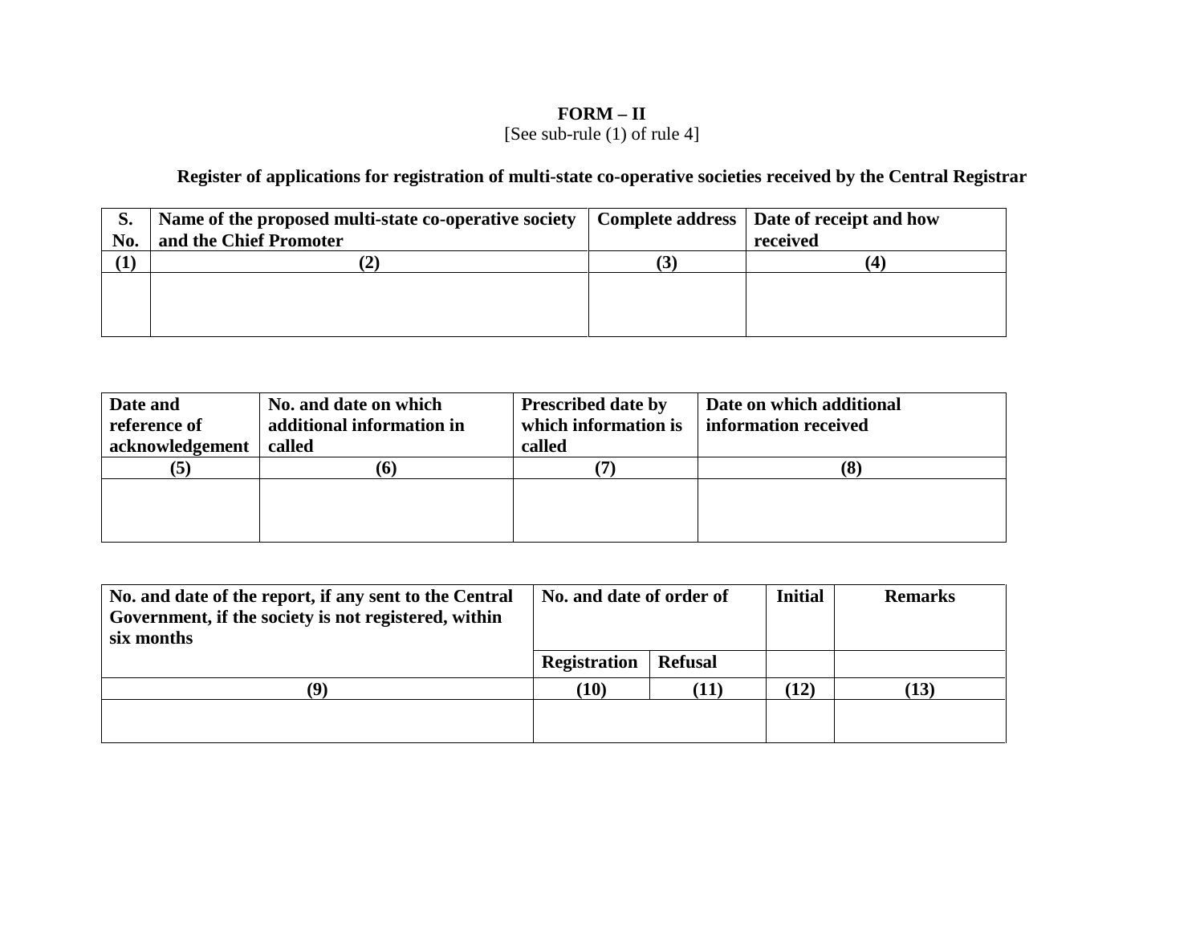**FORM – II**
[See sub-rule (1) of rule 4]

**Register of applications for registration of multi-state co-operative societies received by the Central Registrar**

| S. No. | Name of the proposed multi-state co-operative society and the Chief Promoter | Complete address | Date of receipt and how received |
|---|---|---|---|
| (1) | (2) | (3) | (4) |
| | | | |

| Date and reference of acknowledgement | No. and date on which additional information in called | Prescribed date by which information is called | Date on which additional information received |
|---|---|---|---|
| (5) | (6) | (7) | (8) |
| | | | |

| No. and date of the report, if any sent to the Central Government, if the society is not registered, within six months | No. and date of order of | | Initial | Remarks |
|---|---|---|---|---|
| | Registration | Refusal | | |
| (9) | (10) | (11) | (12) | (13) |
| | | | | |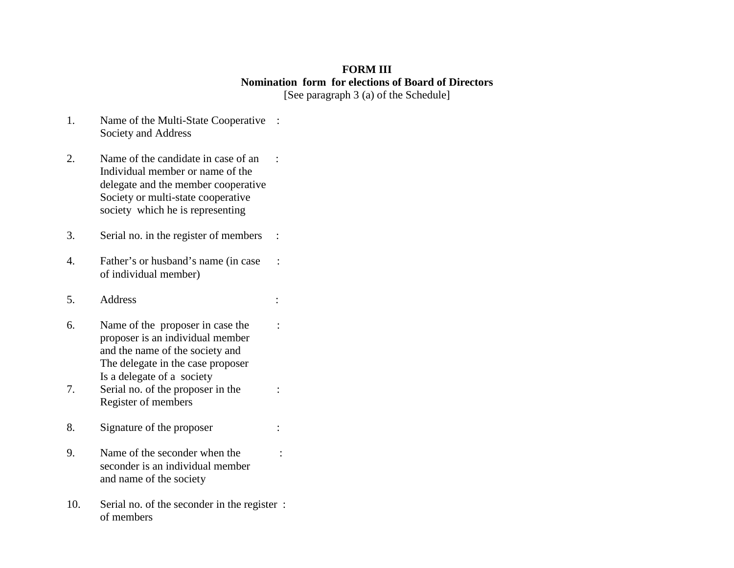**FORM III**

**Nomination form for elections of Board of Directors**

[See paragraph 3 (a) of the Schedule]

1. Name of the Multi-State Cooperative Society and Address :

2. Name of the candidate in case of an Individual member or name of the delegate and the member cooperative Society or multi-state cooperative society which he is representing :

3. Serial no. in the register of members :

4. Father's or husband's name (in case of individual member) :

5. Address :

6. Name of the proposer in case the proposer is an individual member and the name of the society and The delegate in the case proposer Is a delegate of a society :

7. Serial no. of the proposer in the Register of members :

8. Signature of the proposer :

9. Name of the seconder when the seconder is an individual member and name of the society :

10. Serial no. of the seconder in the register of members :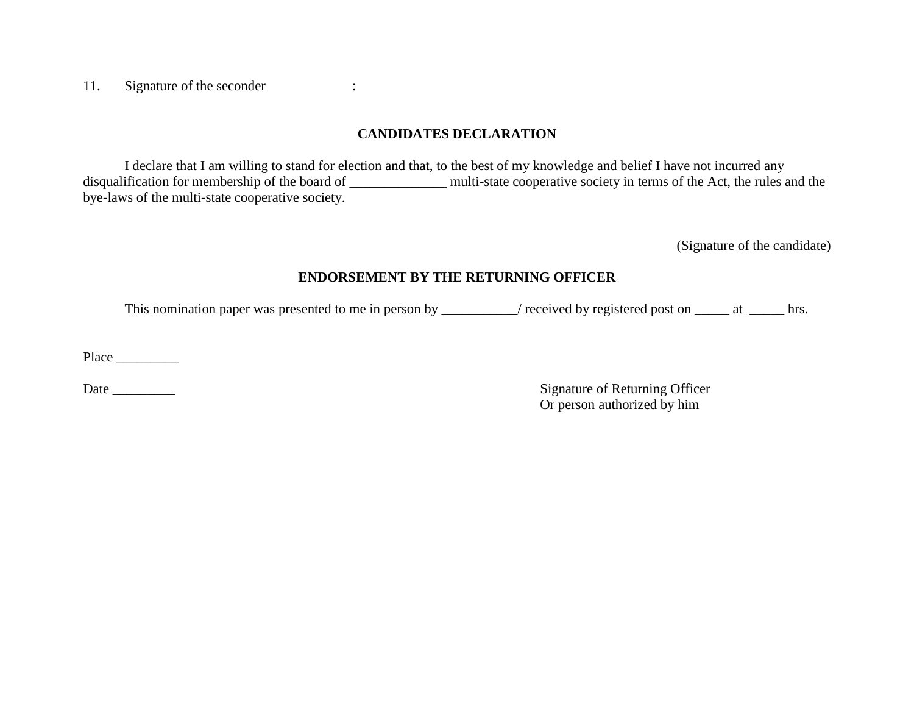11. Signature of the seconder :

**CANDIDATES DECLARATION**

I declare that I am willing to stand for election and that, to the best of my knowledge and belief I have not incurred any disqualification for membership of the board of ______________ multi-state cooperative society in terms of the Act, the rules and the bye-laws of the multi-state cooperative society.

(Signature of the candidate)

**ENDORSEMENT BY THE RETURNING OFFICER**

This nomination paper was presented to me in person by ___________/ received by registered post on _____ at _____ hrs.

Place _________

Date _________

Signature of Returning Officer
Or person authorized by him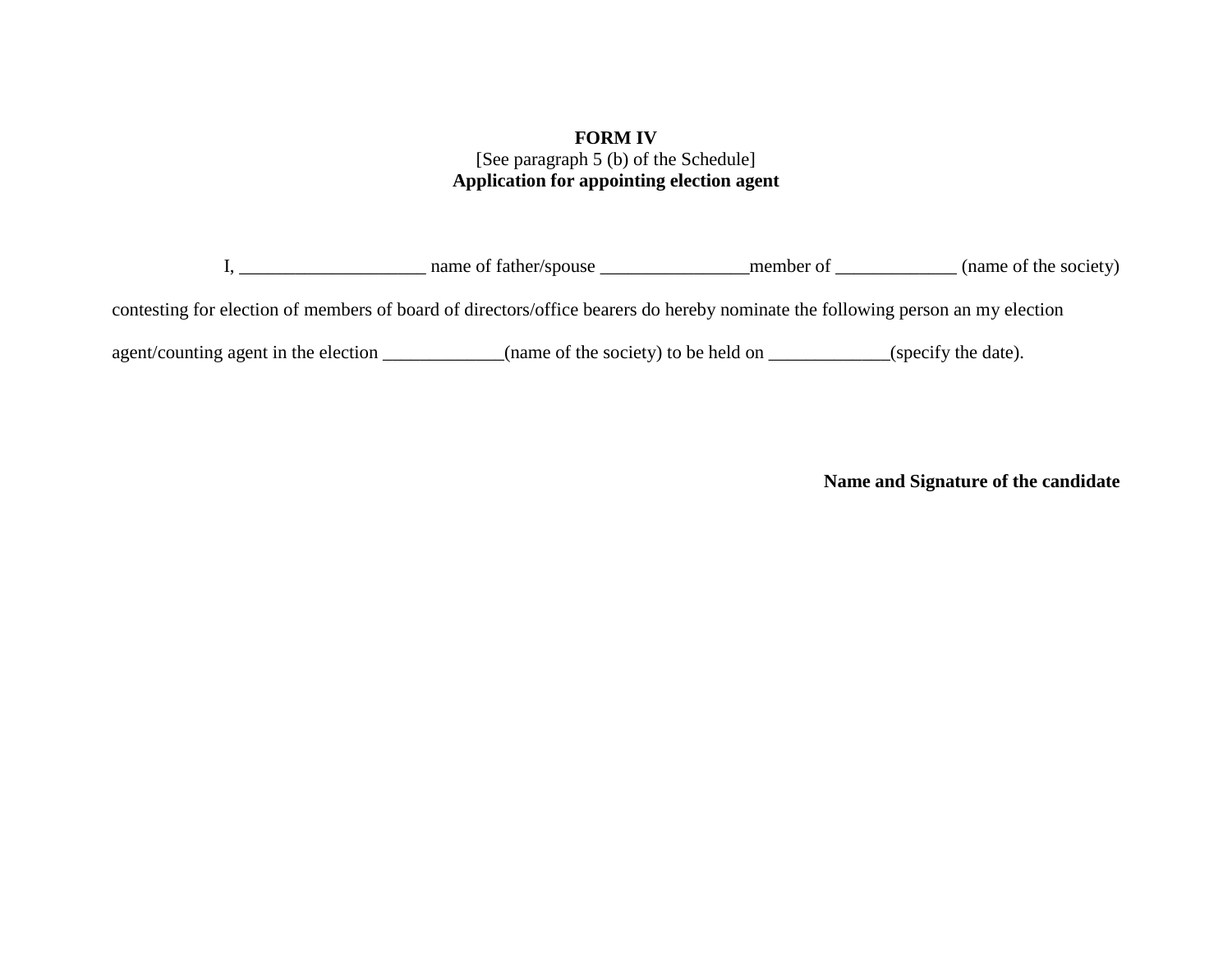**FORM IV**
[See paragraph 5 (b) of the Schedule]
**Application for appointing election agent**

I, ____________________ name of father/spouse ________________member of _____________ (name of the society) contesting for election of members of board of directors/office bearers do hereby nominate the following person an my election agent/counting agent in the election _____________(name of the society) to be held on _____________(specify the date).

**Name and Signature of the candidate**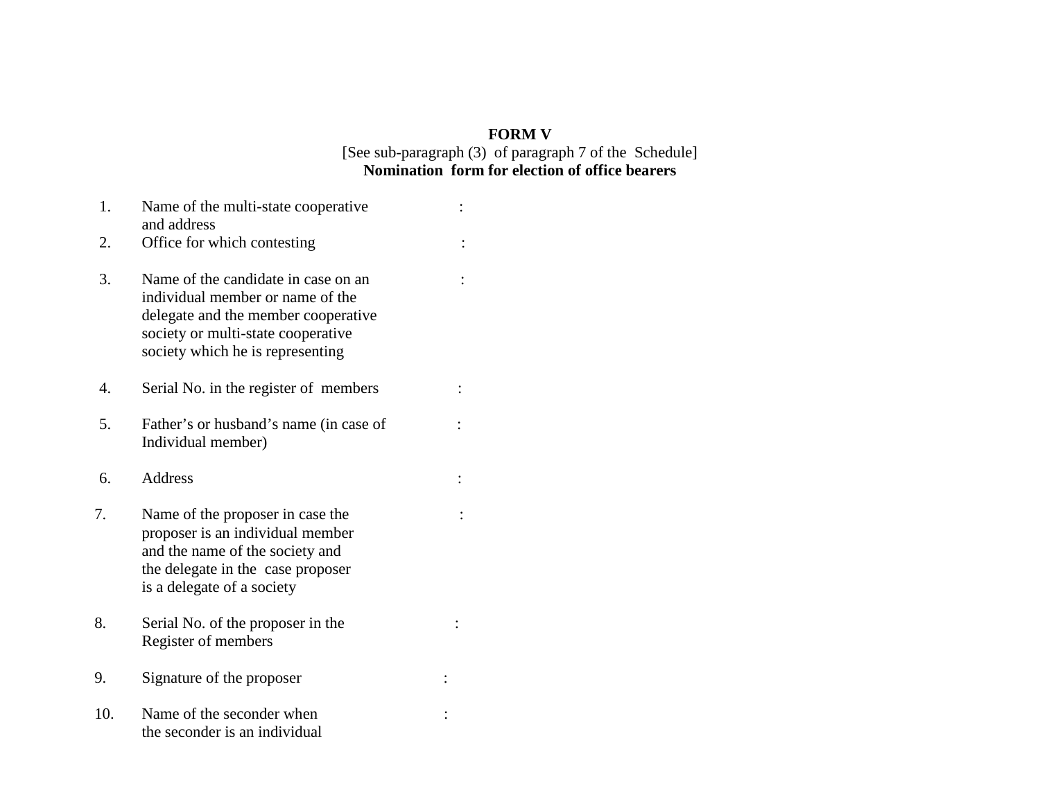**FORM V**

[See sub-paragraph (3) of paragraph 7 of the Schedule]

**Nomination form for election of office bearers**

| | | |
|---|---|---|
| 1. | Name of the multi-state cooperative and address | : |
| 2. | Office for which contesting | : |
| 3. | Name of the candidate in case on an individual member or name of the delegate and the member cooperative society or multi-state cooperative society which he is representing | : |
| 4. | Serial No. in the register of members | : |
| 5. | Father's or husband's name (in case of Individual member) | : |
| 6. | Address | : |
| 7. | Name of the proposer in case the proposer is an individual member and the name of the society and the delegate in the case proposer is a delegate of a society | : |
| 8. | Serial No. of the proposer in the Register of members | : |
| 9. | Signature of the proposer | : |
| 10. | Name of the seconder when the seconder is an individual | : |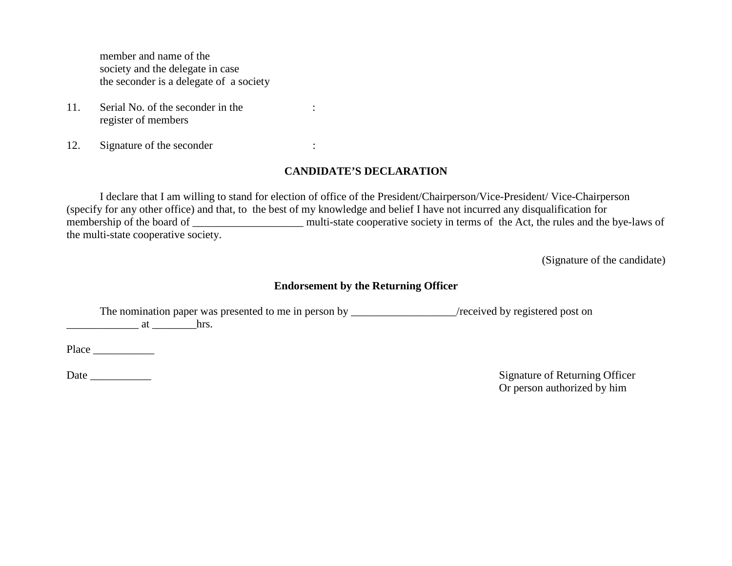member and name of the
society and the delegate in case
the seconder is a delegate of a society

11. Serial No. of the seconder in the register of members :

12. Signature of the seconder :

**CANDIDATE'S DECLARATION**

I declare that I am willing to stand for election of office of the President/Chairperson/Vice-President/ Vice-Chairperson (specify for any other office) and that, to the best of my knowledge and belief I have not incurred any disqualification for membership of the board of ____________________ multi-state cooperative society in terms of the Act, the rules and the bye-laws of the multi-state cooperative society.

(Signature of the candidate)

**Endorsement by the Returning Officer**

The nomination paper was presented to me in person by ___________________/received by registered post on _____________ at ________hrs.

Place ___________

Date ___________

Signature of Returning Officer
Or person authorized by him